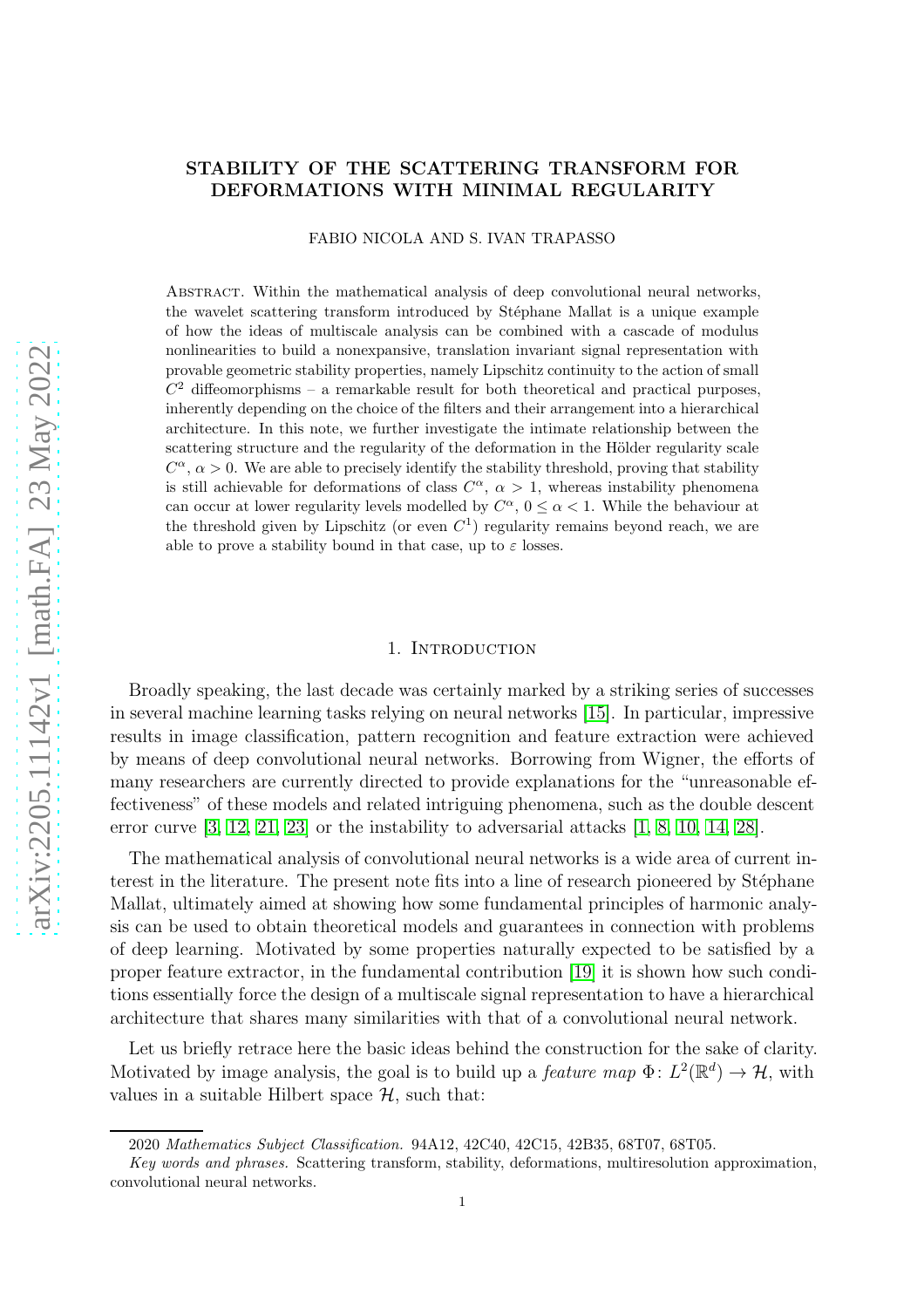# STABILITY OF THE SCATTERING TRANSFORM FOR DEFORMATIONS WITH MINIMAL REGULARITY

FABIO NICOLA AND S. IVAN TRAPASSO

Abstract. Within the mathematical analysis of deep convolutional neural networks, the wavelet scattering transform introduced by Stéphane Mallat is a unique example of how the ideas of multiscale analysis can be combined with a cascade of modulus nonlinearities to build a nonexpansive, translation invariant signal representation with provable geometric stability properties, namely Lipschitz continuity to the action of small $C^2$ diffeomorphisms – a remarkable result for both theoretical and practical purposes, inherently depending on the choice of the filters and their arrangement into a hierarchical architecture. In this note, we further investigate the intimate relationship between the scattering structure and the regularity of the deformation in the Hölder regularity scale $C^\alpha$, $\alpha > 0$. We are able to precisely identify the stability threshold, proving that stability is still achievable for deformations of class $C^\alpha$, $\alpha > 1$, whereas instability phenomena can occur at lower regularity levels modelled by $C^\alpha$, $0 \le \alpha < 1$. While the behaviour at the threshold given by Lipschitz (or even $C^1$) regularity remains beyond reach, we are able to prove a stability bound in that case, up to $\varepsilon$ losses.

## 1. Introduction

Broadly speaking, the last decade was certainly marked by a striking series of successes in several machine learning tasks relying on neural networks [15]. In particular, impressive results in image classification, pattern recognition and feature extraction were achieved by means of deep convolutional neural networks. Borrowing from Wigner, the efforts of many researchers are currently directed to provide explanations for the "unreasonable effectiveness" of these models and related intriguing phenomena, such as the double descent error curve [3, 12, 21, 23] or the instability to adversarial attacks [1, 8, 10, 14, 28].

The mathematical analysis of convolutional neural networks is a wide area of current interest in the literature. The present note fits into a line of research pioneered by Stéphane Mallat, ultimately aimed at showing how some fundamental principles of harmonic analysis can be used to obtain theoretical models and guarantees in connection with problems of deep learning. Motivated by some properties naturally expected to be satisfied by a proper feature extractor, in the fundamental contribution [19] it is shown how such conditions essentially force the design of a multiscale signal representation to have a hierarchical architecture that shares many similarities with that of a convolutional neural network.

Let us briefly retrace here the basic ideas behind the construction for the sake of clarity. Motivated by image analysis, the goal is to build up a *feature map* $\Phi\colon L^2(\mathbb{R}^d) \to \mathcal{H}$, with values in a suitable Hilbert space $\mathcal{H}$, such that:

2020 *Mathematics Subject Classification.* 94A12, 42C40, 42C15, 42B35, 68T07, 68T05.

*Key words and phrases.* Scattering transform, stability, deformations, multiresolution approximation, convolutional neural networks.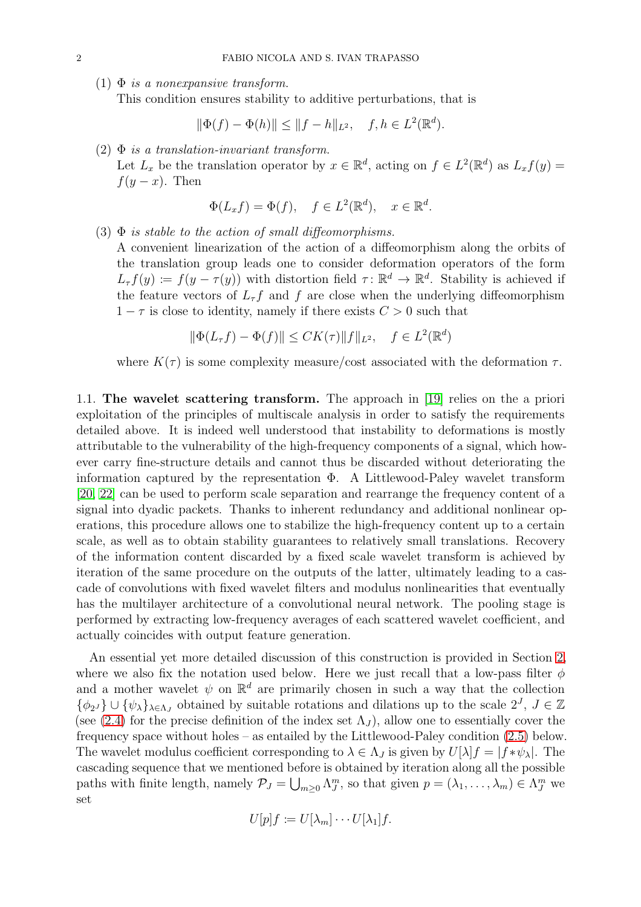(1) *$\Phi$ is a nonexpansive transform.*
This condition ensures stability to additive perturbations, that is

$$\|\Phi(f) - \Phi(h)\| \le \|f - h\|_{L^2}, \quad f, h \in L^2(\mathbb{R}^d).$$

(2) *$\Phi$ is a translation-invariant transform.*
Let $L_x$ be the translation operator by $x \in \mathbb{R}^d$, acting on $f \in L^2(\mathbb{R}^d)$ as $L_x f(y) = f(y - x)$. Then

$$\Phi(L_x f) = \Phi(f), \quad f \in L^2(\mathbb{R}^d), \quad x \in \mathbb{R}^d.$$

(3) *$\Phi$ is stable to the action of small diffeomorphisms.*
A convenient linearization of the action of a diffeomorphism along the orbits of the translation group leads one to consider deformation operators of the form $L_\tau f(y) \coloneqq f(y - \tau(y))$ with distortion field $\tau \colon \mathbb{R}^d \to \mathbb{R}^d$. Stability is achieved if the feature vectors of $L_\tau f$ and $f$ are close when the underlying diffeomorphism $1 - \tau$ is close to identity, namely if there exists $C > 0$ such that

$$\|\Phi(L_\tau f) - \Phi(f)\| \le C K(\tau) \|f\|_{L^2}, \quad f \in L^2(\mathbb{R}^d)$$

where $K(\tau)$ is some complexity measure/cost associated with the deformation $\tau$.

### 1.1. The wavelet scattering transform.

The approach in [19] relies on the a priori exploitation of the principles of multiscale analysis in order to satisfy the requirements detailed above. It is indeed well understood that instability to deformations is mostly attributable to the vulnerability of the high-frequency components of a signal, which however carry fine-structure details and cannot thus be discarded without deteriorating the information captured by the representation $\Phi$. A Littlewood-Paley wavelet transform [20, 22] can be used to perform scale separation and rearrange the frequency content of a signal into dyadic packets. Thanks to inherent redundancy and additional nonlinear operations, this procedure allows one to stabilize the high-frequency content up to a certain scale, as well as to obtain stability guarantees to relatively small translations. Recovery of the information content discarded by a fixed scale wavelet transform is achieved by iteration of the same procedure on the outputs of the latter, ultimately leading to a cascade of convolutions with fixed wavelet filters and modulus nonlinearities that eventually has the multilayer architecture of a convolutional neural network. The pooling stage is performed by extracting low-frequency averages of each scattered wavelet coefficient, and actually coincides with output feature generation.

An essential yet more detailed discussion of this construction is provided in Section 2, where we also fix the notation used below. Here we just recall that a low-pass filter $\phi$ and a mother wavelet $\psi$ on $\mathbb{R}^d$ are primarily chosen in such a way that the collection $\{\phi_{2^J}\} \cup \{\psi_\lambda\}_{\lambda \in \Lambda_J}$ obtained by suitable rotations and dilations up to the scale $2^J$, $J \in \mathbb{Z}$ (see (2.4) for the precise definition of the index set $\Lambda_J$), allow one to essentially cover the frequency space without holes – as entailed by the Littlewood-Paley condition (2.5) below. The wavelet modulus coefficient corresponding to $\lambda \in \Lambda_J$ is given by $U[\lambda]f = |f * \psi_\lambda|$. The cascading sequence that we mentioned before is obtained by iteration along all the possible paths with finite length, namely $\mathcal{P}_J = \bigcup_{m \ge 0} \Lambda_J^m$, so that given $p = (\lambda_1, \ldots, \lambda_m) \in \Lambda_J^m$ we set

$$U[p]f \coloneqq U[\lambda_m] \cdots U[\lambda_1] f.$$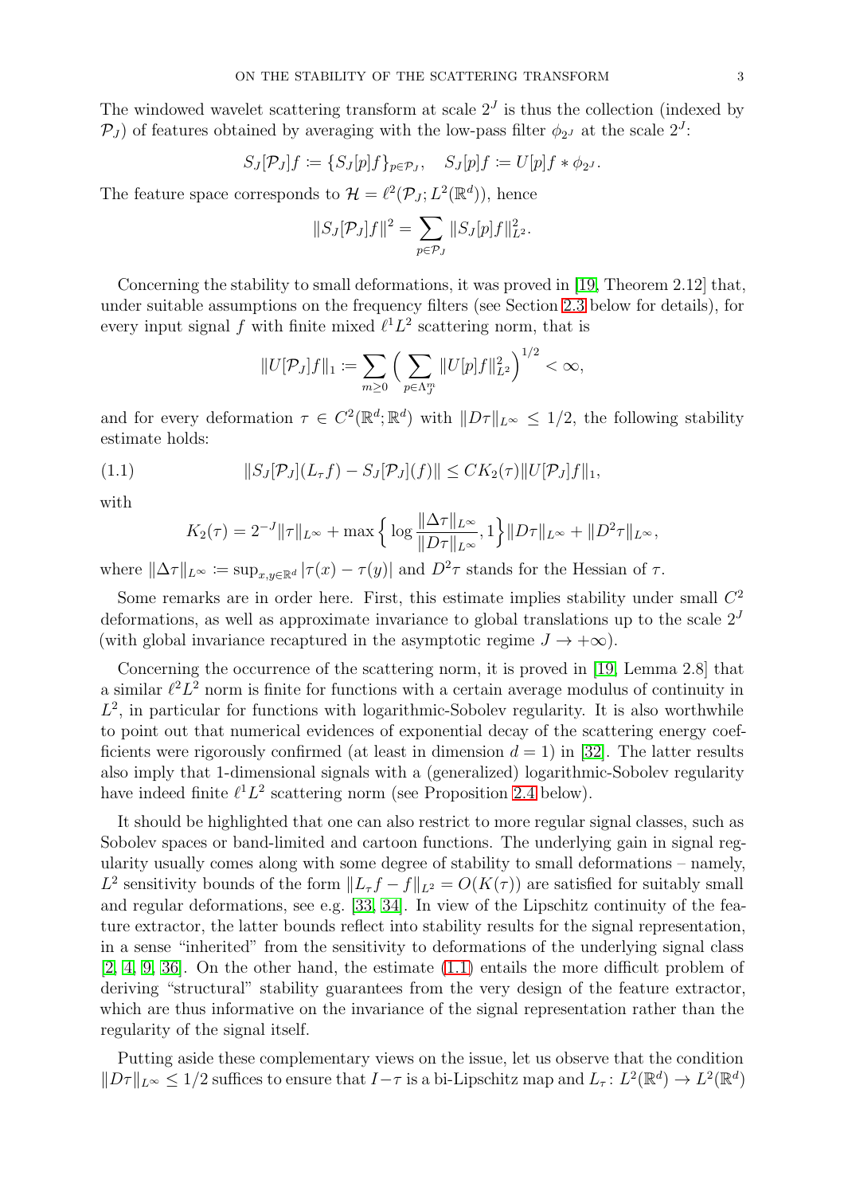The windowed wavelet scattering transform at scale $2^J$ is thus the collection (indexed by $\mathcal{P}_J$) of features obtained by averaging with the low-pass filter $\phi_{2^J}$ at the scale $2^J$:

$$S_J[\mathcal{P}_J]f \coloneqq \{S_J[p]f\}_{p\in\mathcal{P}_J}, \quad S_J[p]f \coloneqq U[p]f * \phi_{2^J}.$$

The feature space corresponds to $\mathcal{H} = \ell^2(\mathcal{P}_J; L^2(\mathbb{R}^d))$, hence

$$\|S_J[\mathcal{P}_J]f\|^2 = \sum_{p\in\mathcal{P}_J} \|S_J[p]f\|_{L^2}^2.$$

Concerning the stability to small deformations, it was proved in [19, Theorem 2.12] that, under suitable assumptions on the frequency filters (see Section 2.3 below for details), for every input signal $f$ with finite mixed $\ell^1 L^2$ scattering norm, that is

$$\|U[\mathcal{P}_J]f\|_1 \coloneqq \sum_{m\geq 0} \Big( \sum_{p\in\Lambda_J^m} \|U[p]f\|_{L^2}^2 \Big)^{1/2} < \infty,$$

and for every deformation $\tau \in C^2(\mathbb{R}^d;\mathbb{R}^d)$ with $\|D\tau\|_{L^\infty} \leq 1/2$, the following stability estimate holds:

$$\|S_J[\mathcal{P}_J](L_\tau f) - S_J[\mathcal{P}_J](f)\| \leq CK_2(\tau)\|U[\mathcal{P}_J]f\|_1, \tag{1.1}$$

with

$$K_2(\tau) = 2^{-J}\|\tau\|_{L^\infty} + \max\Big\{ \log\frac{\|\Delta\tau\|_{L^\infty}}{\|D\tau\|_{L^\infty}}, 1\Big\}\|D\tau\|_{L^\infty} + \|D^2\tau\|_{L^\infty},$$

where $\|\Delta\tau\|_{L^\infty} \coloneqq \sup_{x,y\in\mathbb{R}^d} |\tau(x) - \tau(y)|$ and $D^2\tau$ stands for the Hessian of $\tau$.

Some remarks are in order here. First, this estimate implies stability under small $C^2$ deformations, as well as approximate invariance to global translations up to the scale $2^J$ (with global invariance recaptured in the asymptotic regime $J \to +\infty$).

Concerning the occurrence of the scattering norm, it is proved in [19, Lemma 2.8] that a similar $\ell^2 L^2$ norm is finite for functions with a certain average modulus of continuity in $L^2$, in particular for functions with logarithmic-Sobolev regularity. It is also worthwhile to point out that numerical evidences of exponential decay of the scattering energy coefficients were rigorously confirmed (at least in dimension $d = 1$) in [32]. The latter results also imply that 1-dimensional signals with a (generalized) logarithmic-Sobolev regularity have indeed finite $\ell^1 L^2$ scattering norm (see Proposition 2.4 below).

It should be highlighted that one can also restrict to more regular signal classes, such as Sobolev spaces or band-limited and cartoon functions. The underlying gain in signal regularity usually comes along with some degree of stability to small deformations – namely, $L^2$ sensitivity bounds of the form $\|L_\tau f - f\|_{L^2} = O(K(\tau))$ are satisfied for suitably small and regular deformations, see e.g. [33, 34]. In view of the Lipschitz continuity of the feature extractor, the latter bounds reflect into stability results for the signal representation, in a sense "inherited" from the sensitivity to deformations of the underlying signal class [2, 4, 9, 36]. On the other hand, the estimate (1.1) entails the more difficult problem of deriving "structural" stability guarantees from the very design of the feature extractor, which are thus informative on the invariance of the signal representation rather than the regularity of the signal itself.

Putting aside these complementary views on the issue, let us observe that the condition $\|D\tau\|_{L^\infty} \leq 1/2$ suffices to ensure that $I - \tau$ is a bi-Lipschitz map and $L_\tau \colon L^2(\mathbb{R}^d) \to L^2(\mathbb{R}^d)$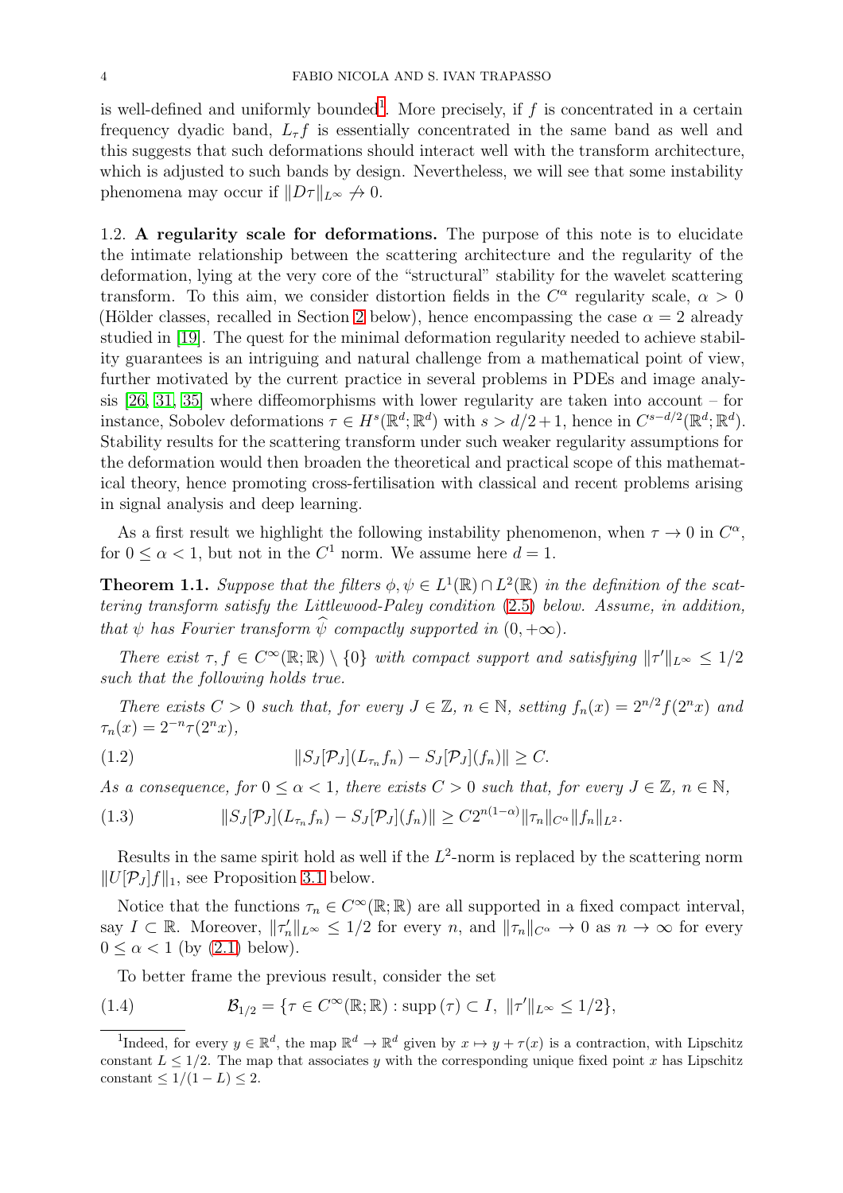is well-defined and uniformly bounded[1]. More precisely, if $f$ is concentrated in a certain frequency dyadic band, $L_\tau f$ is essentially concentrated in the same band as well and this suggests that such deformations should interact well with the transform architecture, which is adjusted to such bands by design. Nevertheless, we will see that some instability phenomena may occur if $\|D\tau\|_{L^\infty} \not\to 0$.

## 1.2. A regularity scale for deformations.

The purpose of this note is to elucidate the intimate relationship between the scattering architecture and the regularity of the deformation, lying at the very core of the "structural" stability for the wavelet scattering transform. To this aim, we consider distortion fields in the $C^\alpha$ regularity scale, $\alpha > 0$ (Hölder classes, recalled in Section 2 below), hence encompassing the case $\alpha = 2$ already studied in [19]. The quest for the minimal deformation regularity needed to achieve stability guarantees is an intriguing and natural challenge from a mathematical point of view, further motivated by the current practice in several problems in PDEs and image analysis [26, 31, 35] where diffeomorphisms with lower regularity are taken into account – for instance, Sobolev deformations $\tau \in H^s(\mathbb{R}^d;\mathbb{R}^d)$ with $s > d/2+1$, hence in $C^{s-d/2}(\mathbb{R}^d;\mathbb{R}^d)$. Stability results for the scattering transform under such weaker regularity assumptions for the deformation would then broaden the theoretical and practical scope of this mathematical theory, hence promoting cross-fertilisation with classical and recent problems arising in signal analysis and deep learning.

As a first result we highlight the following instability phenomenon, when $\tau \to 0$ in $C^\alpha$, for $0 \le \alpha < 1$, but not in the $C^1$ norm. We assume here $d = 1$.

**Theorem 1.1.** *Suppose that the filters $\phi, \psi \in L^1(\mathbb{R}) \cap L^2(\mathbb{R})$ in the definition of the scattering transform satisfy the Littlewood-Paley condition (2.5) below. Assume, in addition, that $\psi$ has Fourier transform $\widehat{\psi}$ compactly supported in $(0, +\infty)$.*

*There exist $\tau, f \in C^\infty(\mathbb{R};\mathbb{R}) \setminus \{0\}$ with compact support and satisfying $\|\tau'\|_{L^\infty} \le 1/2$ such that the following holds true.*

*There exists $C > 0$ such that, for every $J \in \mathbb{Z}$, $n \in \mathbb{N}$, setting $f_n(x) = 2^{n/2} f(2^n x)$ and $\tau_n(x) = 2^{-n}\tau(2^n x)$,*

$$\|S_J[\mathcal{P}_J](L_{\tau_n} f_n) - S_J[\mathcal{P}_J](f_n)\| \ge C. \tag{1.2}$$

*As a consequence, for $0 \le \alpha < 1$, there exists $C > 0$ such that, for every $J \in \mathbb{Z}$, $n \in \mathbb{N}$,*

$$\|S_J[\mathcal{P}_J](L_{\tau_n} f_n) - S_J[\mathcal{P}_J](f_n)\| \ge C 2^{n(1-\alpha)} \|\tau_n\|_{C^\alpha} \|f_n\|_{L^2}. \tag{1.3}$$

Results in the same spirit hold as well if the $L^2$-norm is replaced by the scattering norm $\|U[\mathcal{P}_J]f\|_1$, see Proposition 3.1 below.

Notice that the functions $\tau_n \in C^\infty(\mathbb{R};\mathbb{R})$ are all supported in a fixed compact interval, say $I \subset \mathbb{R}$. Moreover, $\|\tau_n'\|_{L^\infty} \le 1/2$ for every $n$, and $\|\tau_n\|_{C^\alpha} \to 0$ as $n \to \infty$ for every $0 \le \alpha < 1$ (by (2.1) below).

To better frame the previous result, consider the set

$$\mathcal{B}_{1/2} = \{\tau \in C^\infty(\mathbb{R};\mathbb{R}) : \mathrm{supp}\,(\tau) \subset I,\ \|\tau'\|_{L^\infty} \le 1/2\}, \tag{1.4}$$

---

[1] Indeed, for every $y \in \mathbb{R}^d$, the map $\mathbb{R}^d \to \mathbb{R}^d$ given by $x \mapsto y + \tau(x)$ is a contraction, with Lipschitz constant $L \le 1/2$. The map that associates $y$ with the corresponding unique fixed point $x$ has Lipschitz constant $\le 1/(1-L) \le 2$.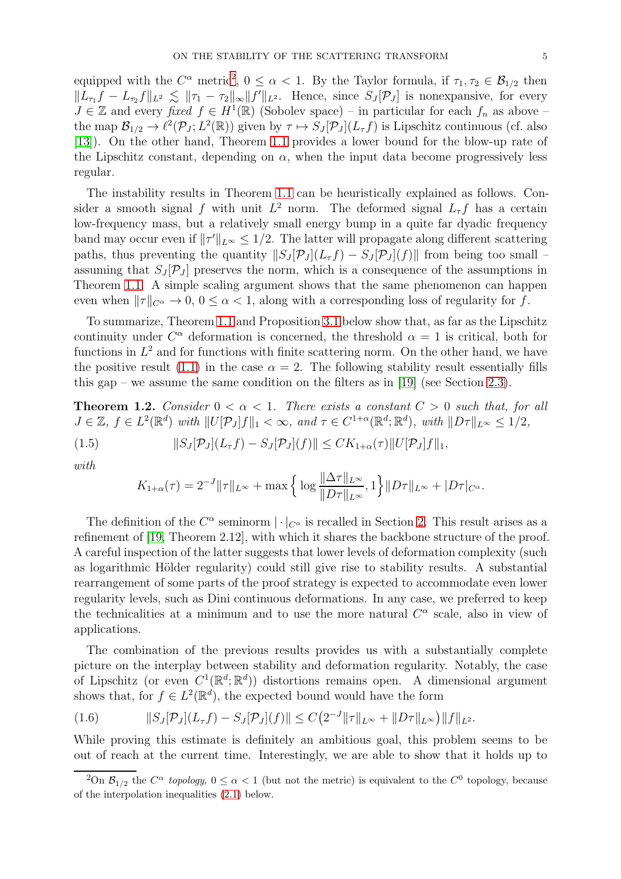equipped with the $C^\alpha$ metric[2], $0 \le \alpha < 1$. By the Taylor formula, if $\tau_1, \tau_2 \in \mathcal{B}_{1/2}$ then $\|L_{\tau_1} f - L_{\tau_2} f\|_{L^2} \lesssim \|\tau_1 - \tau_2\|_\infty \|f'\|_{L^2}$. Hence, since $S_J[\mathcal{P}_J]$ is nonexpansive, for every $J \in \mathbb{Z}$ and every *fixed* $f \in H^1(\mathbb{R})$ (Sobolev space) – in particular for each $f_n$ as above – the map $\mathcal{B}_{1/2} \to \ell^2(\mathcal{P}_J; L^2(\mathbb{R}))$ given by $\tau \mapsto S_J[\mathcal{P}_J](L_\tau f)$ is Lipschitz continuous (cf. also [13]). On the other hand, Theorem 1.1 provides a lower bound for the blow-up rate of the Lipschitz constant, depending on $\alpha$, when the input data become progressively less regular.

The instability results in Theorem 1.1 can be heuristically explained as follows. Consider a smooth signal $f$ with unit $L^2$ norm. The deformed signal $L_\tau f$ has a certain low-frequency mass, but a relatively small energy bump in a quite far dyadic frequency band may occur even if $\|\tau'\|_{L^\infty} \le 1/2$. The latter will propagate along different scattering paths, thus preventing the quantity $\|S_J[\mathcal{P}_J](L_\tau f) - S_J[\mathcal{P}_J](f)\|$ from being too small – assuming that $S_J[\mathcal{P}_J]$ preserves the norm, which is a consequence of the assumptions in Theorem 1.1. A simple scaling argument shows that the same phenomenon can happen even when $\|\tau\|_{C^\alpha} \to 0$, $0 \le \alpha < 1$, along with a corresponding loss of regularity for $f$.

To summarize, Theorem 1.1 and Proposition 3.1 below show that, as far as the Lipschitz continuity under $C^\alpha$ deformation is concerned, the threshold $\alpha = 1$ is critical, both for functions in $L^2$ and for functions with finite scattering norm. On the other hand, we have the positive result (1.1) in the case $\alpha = 2$. The following stability result essentially fills this gap – we assume the same condition on the filters as in [19] (see Section 2.3).

**Theorem 1.2.** *Consider $0 < \alpha < 1$. There exists a constant $C > 0$ such that, for all $J \in \mathbb{Z}$, $f \in L^2(\mathbb{R}^d)$ with $\|U[\mathcal{P}_J] f\|_1 < \infty$, and $\tau \in C^{1+\alpha}(\mathbb{R}^d; \mathbb{R}^d)$, with $\|D\tau\|_{L^\infty} \le 1/2$,*

$$\|S_J[\mathcal{P}_J](L_\tau f) - S_J[\mathcal{P}_J](f)\| \le C K_{1+\alpha}(\tau) \|U[\mathcal{P}_J] f\|_1, \tag{1.5}$$

*with*

$$K_{1+\alpha}(\tau) = 2^{-J}\|\tau\|_{L^\infty} + \max\Big\{ \log \frac{\|\Delta\tau\|_{L^\infty}}{\|D\tau\|_{L^\infty}}, 1 \Big\} \|D\tau\|_{L^\infty} + |D\tau|_{C^\alpha}.$$

The definition of the $C^\alpha$ seminorm $|\cdot|_{C^\alpha}$ is recalled in Section 2. This result arises as a refinement of [19, Theorem 2.12], with which it shares the backbone structure of the proof. A careful inspection of the latter suggests that lower levels of deformation complexity (such as logarithmic Hölder regularity) could still give rise to stability results. A substantial rearrangement of some parts of the proof strategy is expected to accommodate even lower regularity levels, such as Dini continuous deformations. In any case, we preferred to keep the technicalities at a minimum and to use the more natural $C^\alpha$ scale, also in view of applications.

The combination of the previous results provides us with a substantially complete picture on the interplay between stability and deformation regularity. Notably, the case of Lipschitz (or even $C^1(\mathbb{R}^d; \mathbb{R}^d)$) distortions remains open. A dimensional argument shows that, for $f \in L^2(\mathbb{R}^d)$, the expected bound would have the form

$$\|S_J[\mathcal{P}_J](L_\tau f) - S_J[\mathcal{P}_J](f)\| \le C\big(2^{-J}\|\tau\|_{L^\infty} + \|D\tau\|_{L^\infty}\big)\|f\|_{L^2}. \tag{1.6}$$

While proving this estimate is definitely an ambitious goal, this problem seems to be out of reach at the current time. Interestingly, we are able to show that it holds up to

[2] On $\mathcal{B}_{1/2}$ the $C^\alpha$ *topology*, $0 \le \alpha < 1$ (but not the metric) is equivalent to the $C^0$ topology, because of the interpolation inequalities (2.1) below.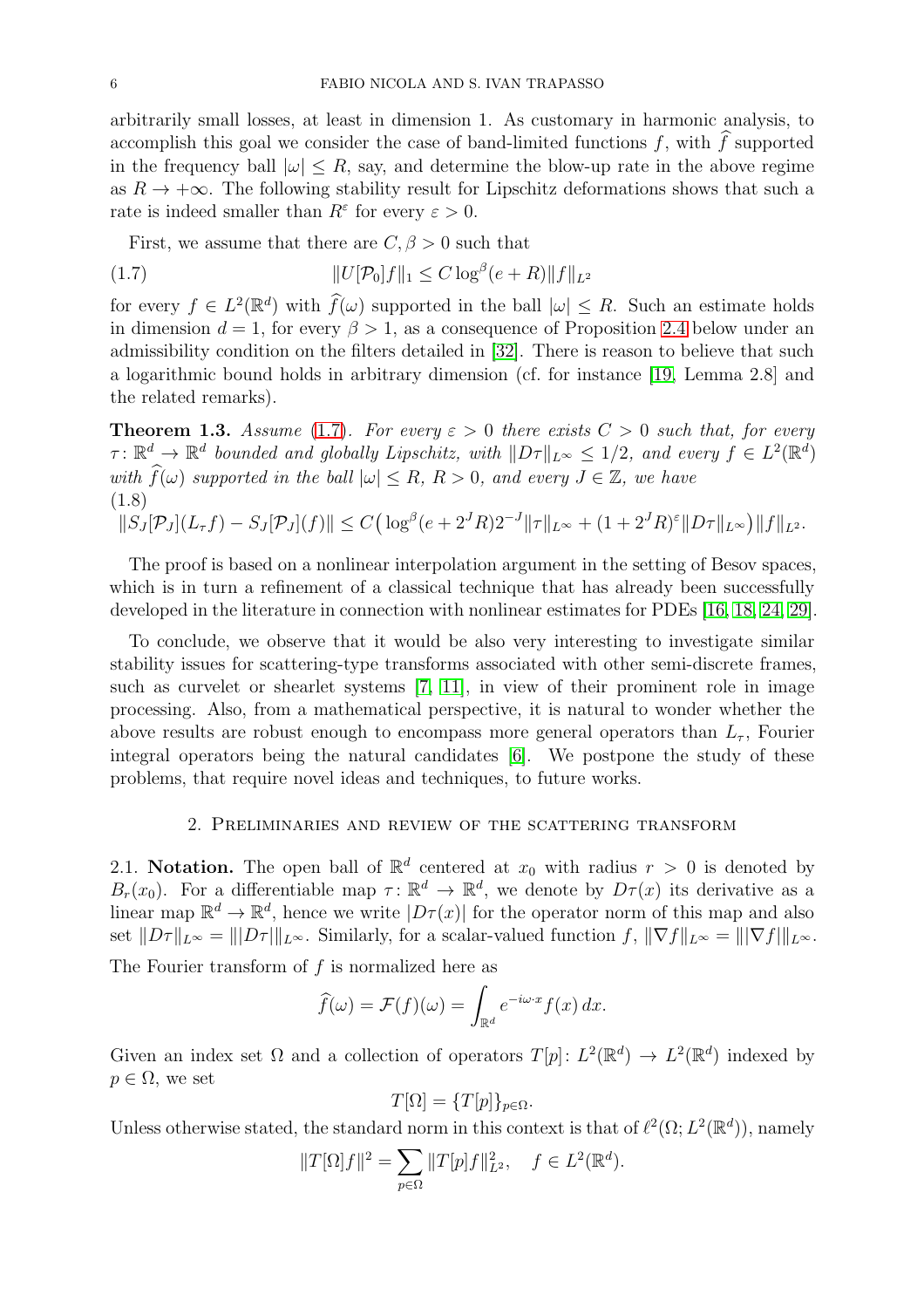arbitrarily small losses, at least in dimension 1. As customary in harmonic analysis, to accomplish this goal we consider the case of band-limited functions $f$, with $\widehat{f}$ supported in the frequency ball $|\omega| \le R$, say, and determine the blow-up rate in the above regime as $R \to +\infty$. The following stability result for Lipschitz deformations shows that such a rate is indeed smaller than $R^\varepsilon$ for every $\varepsilon > 0$.

First, we assume that there are $C, \beta > 0$ such that

$$\|U[\mathcal{P}_0]f\|_1 \le C \log^\beta(e+R)\|f\|_{L^2} \tag{1.7}$$

for every $f \in L^2(\mathbb{R}^d)$ with $\widehat{f}(\omega)$ supported in the ball $|\omega| \le R$. Such an estimate holds in dimension $d = 1$, for every $\beta > 1$, as a consequence of Proposition 2.4 below under an admissibility condition on the filters detailed in [32]. There is reason to believe that such a logarithmic bound holds in arbitrary dimension (cf. for instance [19, Lemma 2.8] and the related remarks).

**Theorem 1.3.** *Assume* (1.7)*. For every $\varepsilon > 0$ there exists $C > 0$ such that, for every $\tau \colon \mathbb{R}^d \to \mathbb{R}^d$ bounded and globally Lipschitz, with $\|D\tau\|_{L^\infty} \le 1/2$, and every $f \in L^2(\mathbb{R}^d)$ with $\widehat{f}(\omega)$ supported in the ball $|\omega| \le R$, $R > 0$, and every $J \in \mathbb{Z}$, we have*

$$\|S_J[\mathcal{P}_J](L_\tau f) - S_J[\mathcal{P}_J](f)\| \le C\big(\log^\beta(e+2^J R)2^{-J}\|\tau\|_{L^\infty} + (1+2^J R)^\varepsilon \|D\tau\|_{L^\infty}\big)\|f\|_{L^2}. \tag{1.8}$$

The proof is based on a nonlinear interpolation argument in the setting of Besov spaces, which is in turn a refinement of a classical technique that has already been successfully developed in the literature in connection with nonlinear estimates for PDEs [16, 18, 24, 29].

To conclude, we observe that it would be also very interesting to investigate similar stability issues for scattering-type transforms associated with other semi-discrete frames, such as curvelet or shearlet systems [7, 11], in view of their prominent role in image processing. Also, from a mathematical perspective, it is natural to wonder whether the above results are robust enough to encompass more general operators than $L_\tau$, Fourier integral operators being the natural candidates [6]. We postpone the study of these problems, that require novel ideas and techniques, to future works.

## 2. Preliminaries and review of the scattering transform

**2.1. Notation.** The open ball of $\mathbb{R}^d$ centered at $x_0$ with radius $r > 0$ is denoted by $B_r(x_0)$. For a differentiable map $\tau \colon \mathbb{R}^d \to \mathbb{R}^d$, we denote by $D\tau(x)$ its derivative as a linear map $\mathbb{R}^d \to \mathbb{R}^d$, hence we write $|D\tau(x)|$ for the operator norm of this map and also set $\|D\tau\|_{L^\infty} = \||D\tau|\|_{L^\infty}$. Similarly, for a scalar-valued function $f$, $\|\nabla f\|_{L^\infty} = \||\nabla f|\|_{L^\infty}$.

The Fourier transform of $f$ is normalized here as

$$\widehat{f}(\omega) = \mathcal{F}(f)(\omega) = \int_{\mathbb{R}^d} e^{-i\omega\cdot x} f(x)\, dx.$$

Given an index set $\Omega$ and a collection of operators $T[p] \colon L^2(\mathbb{R}^d) \to L^2(\mathbb{R}^d)$ indexed by $p \in \Omega$, we set

$$T[\Omega] = \{T[p]\}_{p\in\Omega}.$$

Unless otherwise stated, the standard norm in this context is that of $\ell^2(\Omega; L^2(\mathbb{R}^d))$, namely

$$\|T[\Omega]f\|^2 = \sum_{p\in\Omega} \|T[p]f\|_{L^2}^2, \quad f \in L^2(\mathbb{R}^d).$$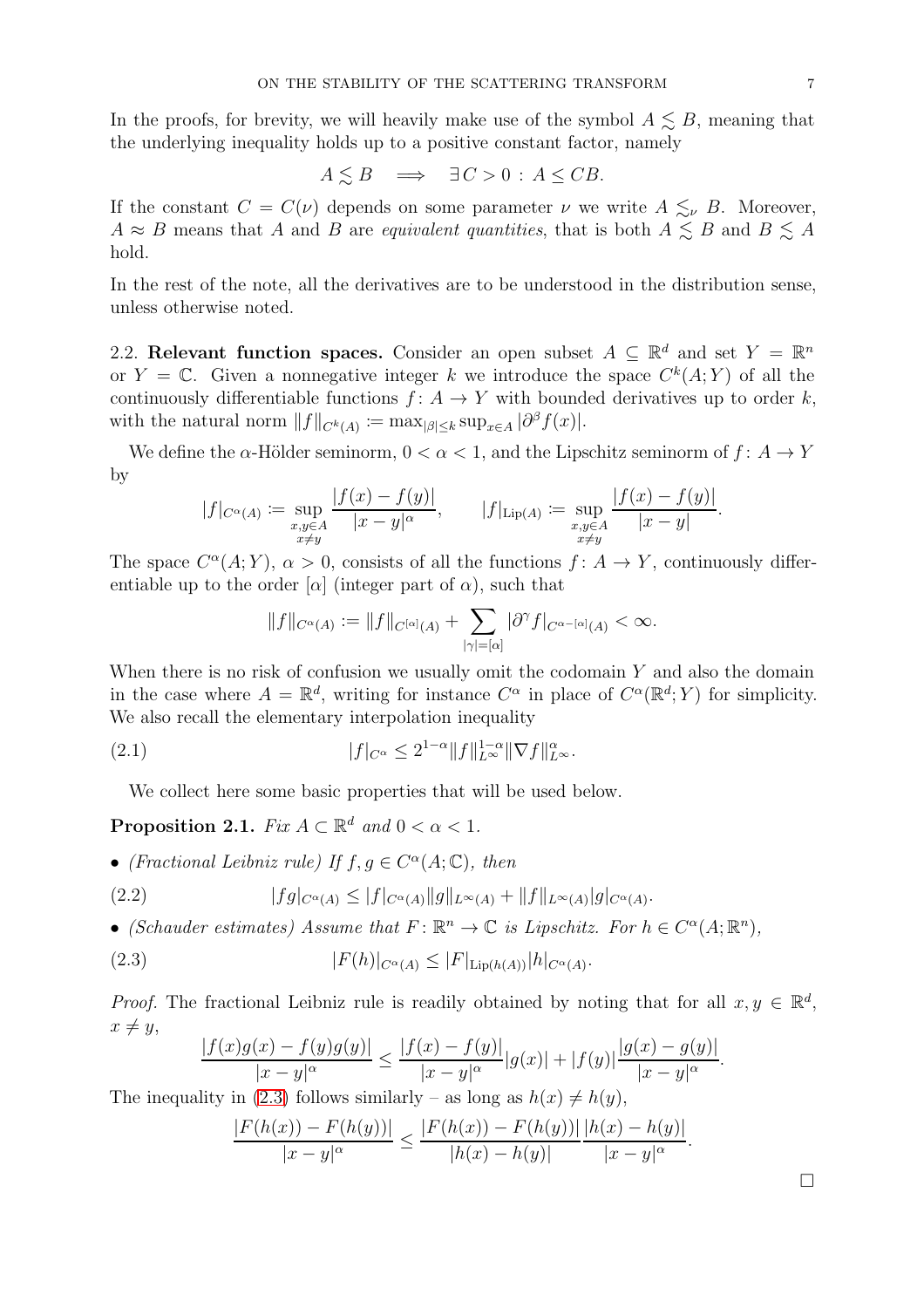In the proofs, for brevity, we will heavily make use of the symbol $A \lesssim B$, meaning that the underlying inequality holds up to a positive constant factor, namely

$$A \lesssim B \quad \Longrightarrow \quad \exists\, C>0 \,:\, A \le CB.$$

If the constant $C = C(\nu)$ depends on some parameter $\nu$ we write $A \lesssim_\nu B$. Moreover, $A \approx B$ means that $A$ and $B$ are *equivalent quantities*, that is both $A \lesssim B$ and $B \lesssim A$ hold.

In the rest of the note, all the derivatives are to be understood in the distribution sense, unless otherwise noted.

## 2.2. Relevant function spaces.

Consider an open subset $A \subseteq \mathbb{R}^d$ and set $Y = \mathbb{R}^n$ or $Y = \mathbb{C}$. Given a nonnegative integer $k$ we introduce the space $C^k(A;Y)$ of all the continuously differentiable functions $f\colon A \to Y$ with bounded derivatives up to order $k$, with the natural norm $\|f\|_{C^k(A)} := \max_{|\beta|\le k} \sup_{x\in A} |\partial^\beta f(x)|$.

We define the $\alpha$-Hölder seminorm, $0<\alpha<1$, and the Lipschitz seminorm of $f\colon A \to Y$ by

$$|f|_{C^\alpha(A)} := \sup_{\substack{x,y\in A\\ x\neq y}} \frac{|f(x)-f(y)|}{|x-y|^\alpha}, \qquad |f|_{\mathrm{Lip}(A)} := \sup_{\substack{x,y\in A\\ x\neq y}} \frac{|f(x)-f(y)|}{|x-y|}.$$

The space $C^\alpha(A;Y)$, $\alpha>0$, consists of all the functions $f\colon A\to Y$, continuously differentiable up to the order $[\alpha]$ (integer part of $\alpha$), such that

$$\|f\|_{C^\alpha(A)} := \|f\|_{C^{[\alpha]}(A)} + \sum_{|\gamma|=[\alpha]} |\partial^\gamma f|_{C^{\alpha-[\alpha]}(A)} < \infty.$$

When there is no risk of confusion we usually omit the codomain $Y$ and also the domain in the case where $A=\mathbb{R}^d$, writing for instance $C^\alpha$ in place of $C^\alpha(\mathbb{R}^d;Y)$ for simplicity. We also recall the elementary interpolation inequality

$$|f|_{C^\alpha} \le 2^{1-\alpha} \|f\|_{L^\infty}^{1-\alpha} \|\nabla f\|_{L^\infty}^{\alpha}. \tag{2.1}$$

We collect here some basic properties that will be used below.

**Proposition 2.1.** *Fix $A\subset\mathbb{R}^d$ and $0<\alpha<1$.*

- *(Fractional Leibniz rule) If $f,g\in C^\alpha(A;\mathbb{C})$, then*

$$|fg|_{C^\alpha(A)} \le |f|_{C^\alpha(A)}\|g\|_{L^\infty(A)} + \|f\|_{L^\infty(A)}|g|_{C^\alpha(A)}. \tag{2.2}$$

- *(Schauder estimates) Assume that $F\colon \mathbb{R}^n \to \mathbb{C}$ is Lipschitz. For $h\in C^\alpha(A;\mathbb{R}^n)$,*

$$|F(h)|_{C^\alpha(A)} \le |F|_{\mathrm{Lip}(h(A))}|h|_{C^\alpha(A)}. \tag{2.3}$$

*Proof.* The fractional Leibniz rule is readily obtained by noting that for all $x,y\in\mathbb{R}^d$, $x\neq y$,

$$\frac{|f(x)g(x)-f(y)g(y)|}{|x-y|^\alpha} \le \frac{|f(x)-f(y)|}{|x-y|^\alpha}|g(x)| + |f(y)|\frac{|g(x)-g(y)|}{|x-y|^\alpha}.$$

The inequality in (2.3) follows similarly – as long as $h(x)\neq h(y)$,

$$\frac{|F(h(x))-F(h(y))|}{|x-y|^\alpha} \le \frac{|F(h(x))-F(h(y))|}{|h(x)-h(y)|}\frac{|h(x)-h(y)|}{|x-y|^\alpha}.$$

□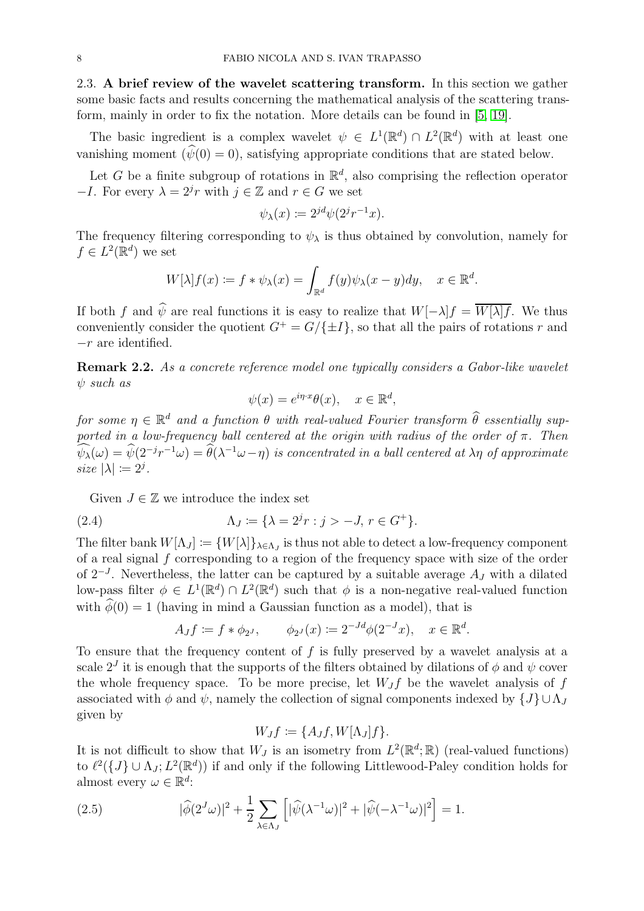### 2.3. A brief review of the wavelet scattering transform.

In this section we gather some basic facts and results concerning the mathematical analysis of the scattering transform, mainly in order to fix the notation. More details can be found in [5, 19].

The basic ingredient is a complex wavelet $\psi \in L^1(\mathbb{R}^d) \cap L^2(\mathbb{R}^d)$ with at least one vanishing moment ($\widehat{\psi}(0) = 0$), satisfying appropriate conditions that are stated below.

Let $G$ be a finite subgroup of rotations in $\mathbb{R}^d$, also comprising the reflection operator $-I$. For every $\lambda = 2^j r$ with $j \in \mathbb{Z}$ and $r \in G$ we set

$$\psi_\lambda(x) \coloneqq 2^{jd}\psi(2^j r^{-1}x).$$

The frequency filtering corresponding to $\psi_\lambda$ is thus obtained by convolution, namely for $f \in L^2(\mathbb{R}^d)$ we set

$$W[\lambda]f(x) \coloneqq f * \psi_\lambda(x) = \int_{\mathbb{R}^d} f(y)\psi_\lambda(x-y)dy, \quad x \in \mathbb{R}^d.$$

If both $f$ and $\widehat{\psi}$ are real functions it is easy to realize that $W[-\lambda]f = \overline{W[\lambda]f}$. We thus conveniently consider the quotient $G^+ = G/\{\pm I\}$, so that all the pairs of rotations $r$ and $-r$ are identified.

**Remark 2.2.** *As a concrete reference model one typically considers a Gabor-like wavelet $\psi$ such as*

$$\psi(x) = e^{i\eta\cdot x}\theta(x), \quad x \in \mathbb{R}^d,$$

*for some $\eta \in \mathbb{R}^d$ and a function $\theta$ with real-valued Fourier transform $\widehat{\theta}$ essentially supported in a low-frequency ball centered at the origin with radius of the order of $\pi$. Then $\widehat{\psi_\lambda}(\omega) = \widehat{\psi}(2^{-j}r^{-1}\omega) = \widehat{\theta}(\lambda^{-1}\omega - \eta)$ is concentrated in a ball centered at $\lambda\eta$ of approximate size $|\lambda| \coloneqq 2^j$.*

Given $J \in \mathbb{Z}$ we introduce the index set

$$\Lambda_J \coloneqq \{\lambda = 2^j r : j > -J,\, r \in G^+\}. \tag{2.4}$$

The filter bank $W[\Lambda_J] \coloneqq \{W[\lambda]\}_{\lambda\in\Lambda_J}$ is thus not able to detect a low-frequency component of a real signal $f$ corresponding to a region of the frequency space with size of the order of $2^{-J}$. Nevertheless, the latter can be captured by a suitable average $A_J$ with a dilated low-pass filter $\phi \in L^1(\mathbb{R}^d) \cap L^2(\mathbb{R}^d)$ such that $\phi$ is a non-negative real-valued function with $\widehat{\phi}(0) = 1$ (having in mind a Gaussian function as a model), that is

$$A_J f \coloneqq f * \phi_{2^J}, \qquad \phi_{2^J}(x) \coloneqq 2^{-Jd}\phi(2^{-J}x), \quad x \in \mathbb{R}^d.$$

To ensure that the frequency content of $f$ is fully preserved by a wavelet analysis at a scale $2^J$ it is enough that the supports of the filters obtained by dilations of $\phi$ and $\psi$ cover the whole frequency space. To be more precise, let $W_J f$ be the wavelet analysis of $f$ associated with $\phi$ and $\psi$, namely the collection of signal components indexed by $\{J\} \cup \Lambda_J$ given by

$$W_J f \coloneqq \{A_J f, W[\Lambda_J]f\}.$$

It is not difficult to show that $W_J$ is an isometry from $L^2(\mathbb{R}^d;\mathbb{R})$ (real-valued functions) to $\ell^2(\{J\} \cup \Lambda_J; L^2(\mathbb{R}^d))$ if and only if the following Littlewood-Paley condition holds for almost every $\omega \in \mathbb{R}^d$:

$$|\widehat{\phi}(2^J\omega)|^2 + \frac{1}{2}\sum_{\lambda\in\Lambda_J}\left[|\widehat{\psi}(\lambda^{-1}\omega)|^2 + |\widehat{\psi}(-\lambda^{-1}\omega)|^2\right] = 1. \tag{2.5}$$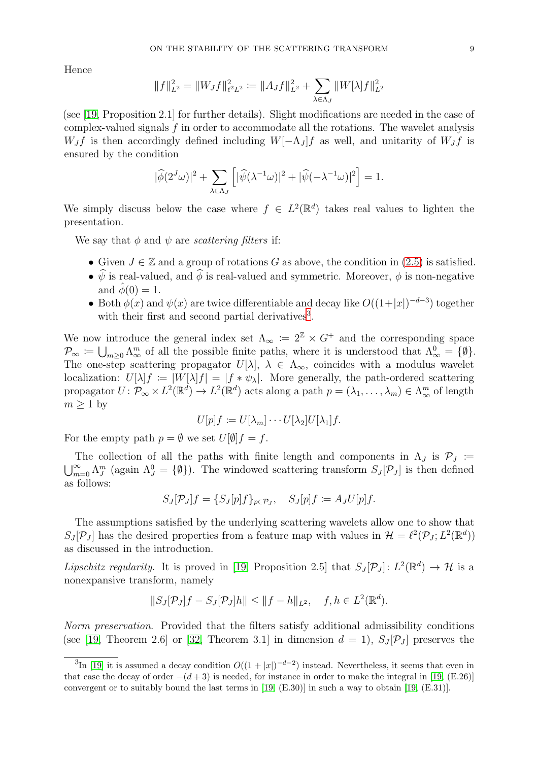Hence

$$\|f\|_{L^2}^2 = \|W_J f\|_{\ell^2 L^2}^2 := \|A_J f\|_{L^2}^2 + \sum_{\lambda \in \Lambda_J} \|W[\lambda] f\|_{L^2}^2$$

(see [19, Proposition 2.1] for further details). Slight modifications are needed in the case of complex-valued signals $f$ in order to accommodate all the rotations. The wavelet analysis $W_J f$ is then accordingly defined including $W[-\Lambda_J]f$ as well, and unitarity of $W_J f$ is ensured by the condition

$$|\widehat{\phi}(2^J\omega)|^2 + \sum_{\lambda \in \Lambda_J} \left[ |\widehat{\psi}(\lambda^{-1}\omega)|^2 + |\widehat{\psi}(-\lambda^{-1}\omega)|^2 \right] = 1.$$

We simply discuss below the case where $f \in L^2(\mathbb{R}^d)$ takes real values to lighten the presentation.

We say that $\phi$ and $\psi$ are *scattering filters* if:

- Given $J \in \mathbb{Z}$ and a group of rotations $G$ as above, the condition in (2.5) is satisfied.
- $\widehat{\psi}$ is real-valued, and $\widehat{\phi}$ is real-valued and symmetric. Moreover, $\phi$ is non-negative and $\hat{\phi}(0) = 1$.
- Both $\phi(x)$ and $\psi(x)$ are twice differentiable and decay like $O((1+|x|)^{-d-3})$ together with their first and second partial derivatives[3].

We now introduce the general index set $\Lambda_\infty := 2^{\mathbb{Z}} \times G^+$ and the corresponding space $\mathcal{P}_\infty := \bigcup_{m \geq 0} \Lambda_\infty^m$ of all the possible finite paths, where it is understood that $\Lambda_\infty^0 = \{\emptyset\}$. The one-step scattering propagator $U[\lambda]$, $\lambda \in \Lambda_\infty$, coincides with a modulus wavelet localization: $U[\lambda]f := |W[\lambda]f| = |f * \psi_\lambda|$. More generally, the path-ordered scattering propagator $U \colon \mathcal{P}_\infty \times L^2(\mathbb{R}^d) \to L^2(\mathbb{R}^d)$ acts along a path $p = (\lambda_1, \dots, \lambda_m) \in \Lambda_\infty^m$ of length $m \geq 1$ by

$$U[p]f := U[\lambda_m] \cdots U[\lambda_2]U[\lambda_1]f.$$

For the empty path $p = \emptyset$ we set $U[\emptyset]f = f$.

The collection of all the paths with finite length and components in $\Lambda_J$ is $\mathcal{P}_J := \bigcup_{m=0}^{\infty} \Lambda_J^m$ (again $\Lambda_J^0 = \{\emptyset\}$). The windowed scattering transform $S_J[\mathcal{P}_J]$ is then defined as follows:

$$S_J[\mathcal{P}_J]f = \{S_J[p]f\}_{p \in \mathcal{P}_J}, \quad S_J[p]f := A_J U[p]f.$$

The assumptions satisfied by the underlying scattering wavelets allow one to show that $S_J[\mathcal{P}_J]$ has the desired properties from a feature map with values in $\mathcal{H} = \ell^2(\mathcal{P}_J; L^2(\mathbb{R}^d))$ as discussed in the introduction.

*Lipschitz regularity.* It is proved in [19, Proposition 2.5] that $S_J[\mathcal{P}_J] \colon L^2(\mathbb{R}^d) \to \mathcal{H}$ is a nonexpansive transform, namely

$$\|S_J[\mathcal{P}_J]f - S_J[\mathcal{P}_J]h\| \leq \|f - h\|_{L^2}, \quad f, h \in L^2(\mathbb{R}^d).$$

*Norm preservation.* Provided that the filters satisfy additional admissibility conditions (see [19, Theorem 2.6] or [32, Theorem 3.1] in dimension $d = 1$), $S_J[\mathcal{P}_J]$ preserves the

[3] In [19] it is assumed a decay condition $O((1+|x|)^{-d-2})$ instead. Nevertheless, it seems that even in that case the decay of order $-(d+3)$ is needed, for instance in order to make the integral in [19, (E.26)] convergent or to suitably bound the last terms in [19, (E.30)] in such a way to obtain [19, (E.31)].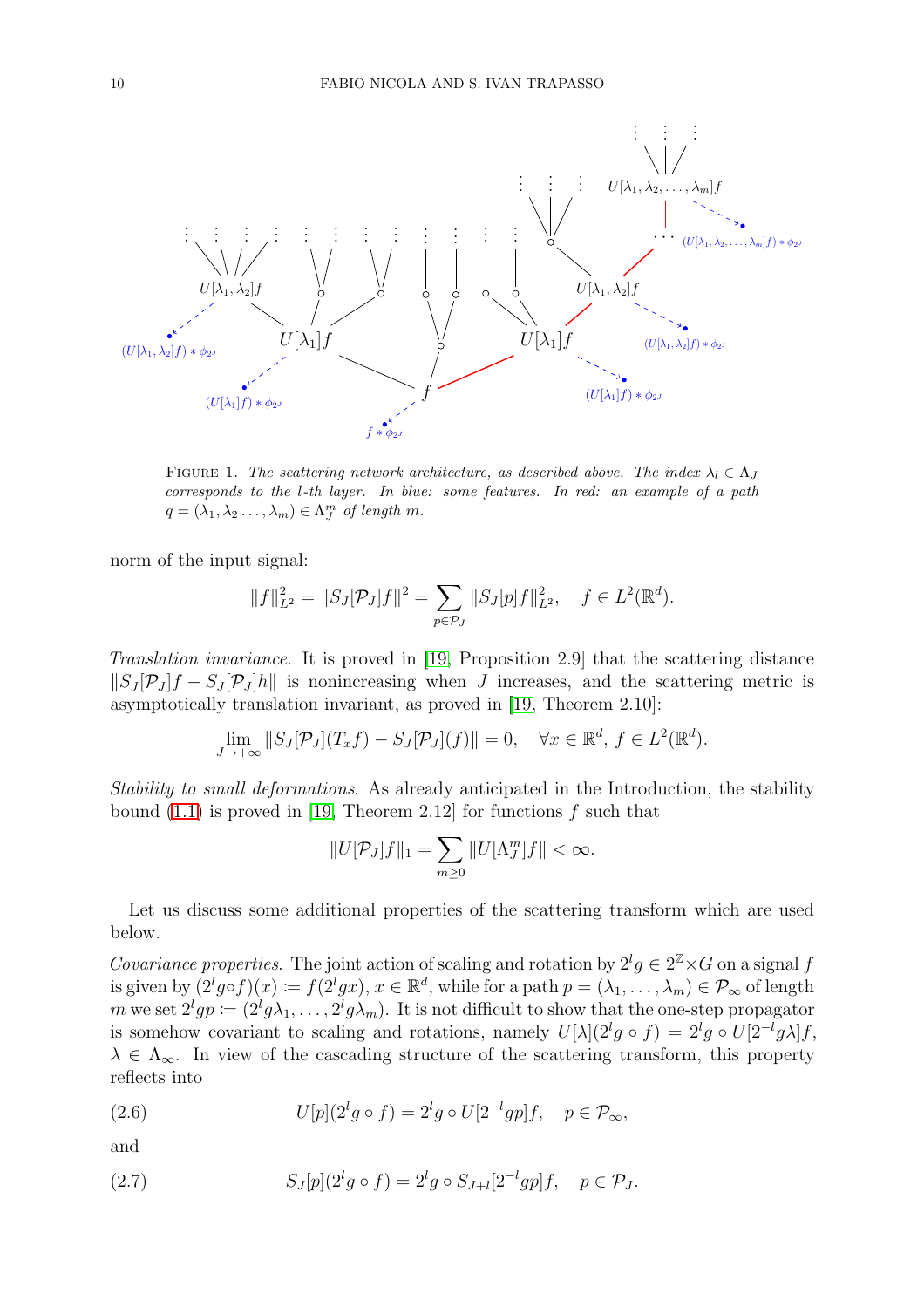FIGURE 1. *The scattering network architecture, as described above. The index $\lambda_l \in \Lambda_J$ corresponds to the $l$-th layer. In blue: some features. In red: an example of a path $q = (\lambda_1, \lambda_2 \ldots, \lambda_m) \in \Lambda_J^m$ of length $m$.*

norm of the input signal:

$$\|f\|_{L^2}^2 = \|S_J[\mathcal{P}_J]f\|^2 = \sum_{p\in\mathcal{P}_J} \|S_J[p]f\|_{L^2}^2, \quad f \in L^2(\mathbb{R}^d).$$

*Translation invariance.* It is proved in [19, Proposition 2.9] that the scattering distance $\|S_J[\mathcal{P}_J]f - S_J[\mathcal{P}_J]h\|$ is nonincreasing when $J$ increases, and the scattering metric is asymptotically translation invariant, as proved in [19, Theorem 2.10]:

$$\lim_{J\to+\infty} \|S_J[\mathcal{P}_J](T_x f) - S_J[\mathcal{P}_J](f)\| = 0, \quad \forall x \in \mathbb{R}^d,\ f \in L^2(\mathbb{R}^d).$$

*Stability to small deformations.* As already anticipated in the Introduction, the stability bound (1.1) is proved in [19, Theorem 2.12] for functions $f$ such that

$$\|U[\mathcal{P}_J]f\|_1 = \sum_{m\geq 0} \|U[\Lambda_J^m]f\| < \infty.$$

Let us discuss some additional properties of the scattering transform which are used below.

*Covariance properties.* The joint action of scaling and rotation by $2^l g \in 2^{\mathbb{Z}}\times G$ on a signal $f$ is given by $(2^l g\circ f)(x) \coloneqq f(2^l gx)$, $x \in \mathbb{R}^d$, while for a path $p = (\lambda_1, \ldots, \lambda_m) \in \mathcal{P}_\infty$ of length $m$ we set $2^l gp \coloneqq (2^l g\lambda_1, \ldots, 2^l g\lambda_m)$. It is not difficult to show that the one-step propagator is somehow covariant to scaling and rotations, namely $U[\lambda](2^l g \circ f) = 2^l g \circ U[2^{-l}g\lambda]f$, $\lambda \in \Lambda_\infty$. In view of the cascading structure of the scattering transform, this property reflects into

$$U[p](2^l g \circ f) = 2^l g \circ U[2^{-l}gp]f, \quad p \in \mathcal{P}_\infty, \tag{2.6}$$

and

$$S_J[p](2^l g \circ f) = 2^l g \circ S_{J+l}[2^{-l}gp]f, \quad p \in \mathcal{P}_J. \tag{2.7}$$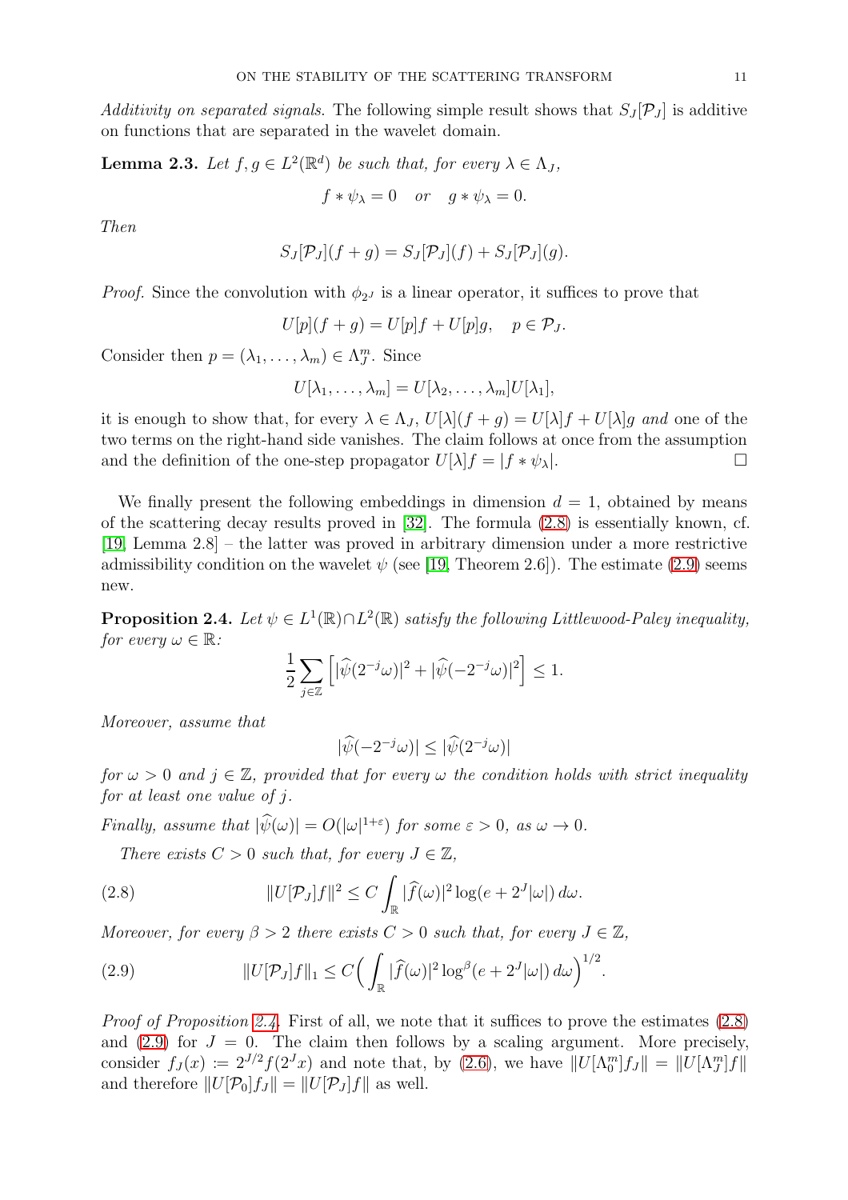*Additivity on separated signals.* The following simple result shows that $S_J[\mathcal{P}_J]$ is additive on functions that are separated in the wavelet domain.

**Lemma 2.3.** *Let $f, g \in L^2(\mathbb{R}^d)$ be such that, for every $\lambda \in \Lambda_J$,*

$$f * \psi_\lambda = 0 \quad \text{or} \quad g * \psi_\lambda = 0.$$

*Then*

$$S_J[\mathcal{P}_J](f+g) = S_J[\mathcal{P}_J](f) + S_J[\mathcal{P}_J](g).$$

*Proof.* Since the convolution with $\phi_{2^J}$ is a linear operator, it suffices to prove that

$$U[p](f+g) = U[p]f + U[p]g, \quad p \in \mathcal{P}_J.$$

Consider then $p = (\lambda_1, \dots, \lambda_m) \in \Lambda_J^m$. Since

$$U[\lambda_1, \dots, \lambda_m] = U[\lambda_2, \dots, \lambda_m]U[\lambda_1],$$

it is enough to show that, for every $\lambda \in \Lambda_J$, $U[\lambda](f+g) = U[\lambda]f + U[\lambda]g$ *and* one of the two terms on the right-hand side vanishes. The claim follows at once from the assumption and the definition of the one-step propagator $U[\lambda]f = |f * \psi_\lambda|$. $\square$

We finally present the following embeddings in dimension $d = 1$, obtained by means of the scattering decay results proved in [32]. The formula (2.8) is essentially known, cf. [19, Lemma 2.8] – the latter was proved in arbitrary dimension under a more restrictive admissibility condition on the wavelet $\psi$ (see [19, Theorem 2.6]). The estimate (2.9) seems new.

**Proposition 2.4.** *Let $\psi \in L^1(\mathbb{R}) \cap L^2(\mathbb{R})$ satisfy the following Littlewood-Paley inequality, for every $\omega \in \mathbb{R}$:*

$$\frac{1}{2} \sum_{j \in \mathbb{Z}} \left[ |\widehat{\psi}(2^{-j}\omega)|^2 + |\widehat{\psi}(-2^{-j}\omega)|^2 \right] \leq 1.$$

*Moreover, assume that*

$$|\widehat{\psi}(-2^{-j}\omega)| \leq |\widehat{\psi}(2^{-j}\omega)|$$

*for $\omega > 0$ and $j \in \mathbb{Z}$, provided that for every $\omega$ the condition holds with strict inequality for at least one value of $j$.*

*Finally, assume that $|\widehat{\psi}(\omega)| = O(|\omega|^{1+\varepsilon})$ for some $\varepsilon > 0$, as $\omega \to 0$.*

*There exists $C > 0$ such that, for every $J \in \mathbb{Z}$,*

$$\|U[\mathcal{P}_J]f\|^2 \leq C \int_{\mathbb{R}} |\widehat{f}(\omega)|^2 \log(e + 2^J|\omega|)\, d\omega. \tag{2.8}$$

*Moreover, for every $\beta > 2$ there exists $C > 0$ such that, for every $J \in \mathbb{Z}$,*

$$\|U[\mathcal{P}_J]f\|_1 \leq C \Big( \int_{\mathbb{R}} |\widehat{f}(\omega)|^2 \log^\beta(e + 2^J|\omega|)\, d\omega \Big)^{1/2}. \tag{2.9}$$

*Proof of Proposition 2.4.* First of all, we note that it suffices to prove the estimates (2.8) and (2.9) for $J = 0$. The claim then follows by a scaling argument. More precisely, consider $f_J(x) := 2^{J/2} f(2^J x)$ and note that, by (2.6), we have $\|U[\Lambda_0^m]f_J\| = \|U[\Lambda_J^m]f\|$ and therefore $\|U[\mathcal{P}_0]f_J\| = \|U[\mathcal{P}_J]f\|$ as well.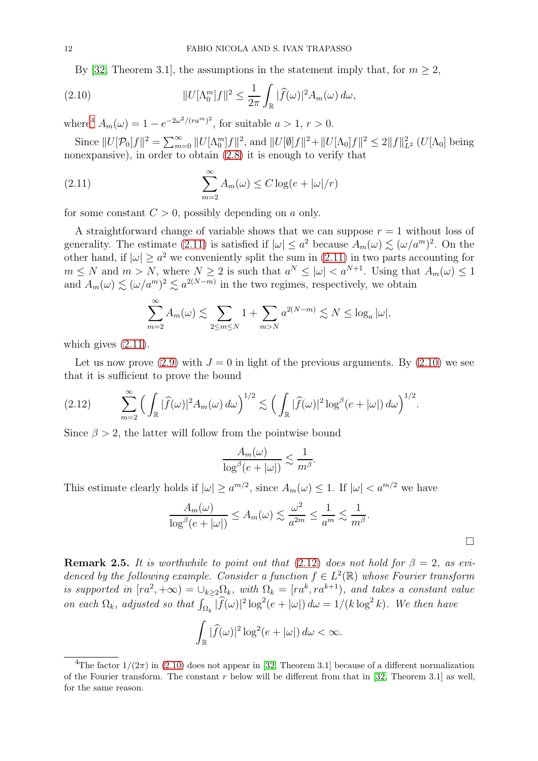By [32, Theorem 3.1], the assumptions in the statement imply that, for $m \geq 2$,

$$\|U[\Lambda_0^m]f\|^2 \leq \frac{1}{2\pi}\int_{\mathbb{R}} |\widehat{f}(\omega)|^2 A_m(\omega)\, d\omega, \tag{2.10}$$

where[4] $A_m(\omega) = 1 - e^{-2\omega^2/(ra^m)^2}$, for suitable $a > 1$, $r > 0$.

Since $\|U[\mathcal{P}_0]f\|^2 = \sum_{m=0}^{\infty} \|U[\Lambda_0^m]f\|^2$, and $\|U[\emptyset]f\|^2 + \|U[\Lambda_0]f\|^2 \leq 2\|f\|_{L^2}^2$ ($U[\Lambda_0]$ being nonexpansive), in order to obtain (2.8) it is enough to verify that

$$\sum_{m=2}^{\infty} A_m(\omega) \leq C \log(e + |\omega|/r) \tag{2.11}$$

for some constant $C > 0$, possibly depending on $a$ only.

A straightforward change of variable shows that we can suppose $r = 1$ without loss of generality. The estimate (2.11) is satisfied if $|\omega| \leq a^2$ because $A_m(\omega) \lesssim (\omega/a^m)^2$. On the other hand, if $|\omega| \geq a^2$ we conveniently split the sum in (2.11) in two parts accounting for $m \leq N$ and $m > N$, where $N \geq 2$ is such that $a^N \leq |\omega| < a^{N+1}$. Using that $A_m(\omega) \leq 1$ and $A_m(\omega) \lesssim (\omega/a^m)^2 \lesssim a^{2(N-m)}$ in the two regimes, respectively, we obtain

$$\sum_{m=2}^{\infty} A_m(\omega) \lesssim \sum_{2 \leq m \leq N} 1 + \sum_{m > N} a^{2(N-m)} \lesssim N \leq \log_a |\omega|,$$

which gives (2.11).

Let us now prove (2.9) with $J = 0$ in light of the previous arguments. By (2.10) we see that it is sufficient to prove the bound

$$\sum_{m=2}^{\infty} \Big( \int_{\mathbb{R}} |\widehat{f}(\omega)|^2 A_m(\omega)\, d\omega \Big)^{1/2} \lesssim \Big( \int_{\mathbb{R}} |\widehat{f}(\omega)|^2 \log^{\beta}(e + |\omega|)\, d\omega \Big)^{1/2}. \tag{2.12}$$

Since $\beta > 2$, the latter will follow from the pointwise bound

$$\frac{A_m(\omega)}{\log^{\beta}(e + |\omega|)} \lesssim \frac{1}{m^{\beta}}.$$

This estimate clearly holds if $|\omega| \geq a^{m/2}$, since $A_m(\omega) \leq 1$. If $|\omega| < a^{m/2}$ we have

$$\frac{A_m(\omega)}{\log^{\beta}(e + |\omega|)} \leq A_m(\omega) \lesssim \frac{\omega^2}{a^{2m}} \leq \frac{1}{a^m} \lesssim \frac{1}{m^{\beta}}.$$

□

**Remark 2.5.** *It is worthwhile to point out that (2.12) does not hold for $\beta = 2$, as evidenced by the following example. Consider a function $f \in L^2(\mathbb{R})$ whose Fourier transform is supported in $[ra^2, +\infty) = \cup_{k \geq 2} \Omega_k$, with $\Omega_k = [ra^k, ra^{k+1})$, and takes a constant value on each $\Omega_k$, adjusted so that $\int_{\Omega_k} |\widehat{f}(\omega)|^2 \log^2(e + |\omega|)\, d\omega = 1/(k \log^2 k)$. We then have*

$$\int_{\mathbb{R}} |\widehat{f}(\omega)|^2 \log^2(e + |\omega|)\, d\omega < \infty.$$

---

[4] The factor $1/(2\pi)$ in (2.10) does not appear in [32, Theorem 3.1] because of a different normalization of the Fourier transform. The constant $r$ below will be different from that in [32, Theorem 3.1] as well, for the same reason.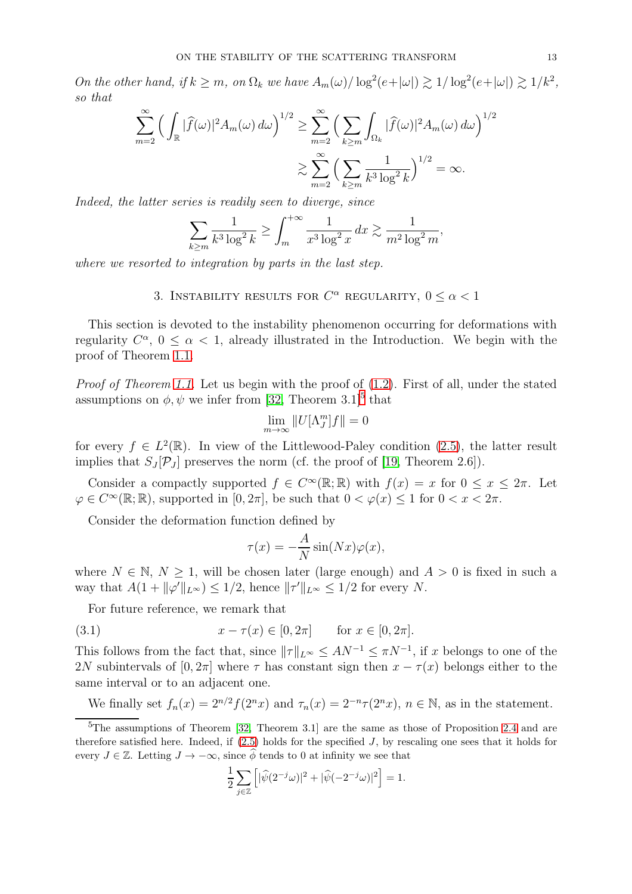*On the other hand, if $k \geq m$, on $\Omega_k$ we have $A_m(\omega)/\log^2(e+|\omega|) \gtrsim 1/\log^2(e+|\omega|) \gtrsim 1/k^2$, so that*

$$\sum_{m=2}^{\infty} \Big( \int_{\mathbb{R}} |\widehat{f}(\omega)|^2 A_m(\omega)\, d\omega \Big)^{1/2} \geq \sum_{m=2}^{\infty} \Big( \sum_{k\geq m} \int_{\Omega_k} |\widehat{f}(\omega)|^2 A_m(\omega)\, d\omega \Big)^{1/2}$$

$$\gtrsim \sum_{m=2}^{\infty} \Big( \sum_{k\geq m} \frac{1}{k^3 \log^2 k} \Big)^{1/2} = \infty.$$

*Indeed, the latter series is readily seen to diverge, since*

$$\sum_{k\geq m} \frac{1}{k^3 \log^2 k} \geq \int_m^{+\infty} \frac{1}{x^3 \log^2 x}\, dx \gtrsim \frac{1}{m^2 \log^2 m},$$

*where we resorted to integration by parts in the last step.*

## 3. Instability results for $C^\alpha$ regularity, $0 \leq \alpha < 1$

This section is devoted to the instability phenomenon occurring for deformations with regularity $C^\alpha$, $0 \leq \alpha < 1$, already illustrated in the Introduction. We begin with the proof of Theorem 1.1.

*Proof of Theorem 1.1.* Let us begin with the proof of (1.2). First of all, under the stated assumptions on $\phi, \psi$ we infer from [32, Theorem 3.1][5] that

$$\lim_{m\to\infty} \|U[\Lambda_J^m]f\| = 0$$

for every $f \in L^2(\mathbb{R})$. In view of the Littlewood-Paley condition (2.5), the latter result implies that $S_J[\mathcal{P}_J]$ preserves the norm (cf. the proof of [19, Theorem 2.6]).

Consider a compactly supported $f \in C^\infty(\mathbb{R};\mathbb{R})$ with $f(x) = x$ for $0 \leq x \leq 2\pi$. Let $\varphi \in C^\infty(\mathbb{R};\mathbb{R})$, supported in $[0, 2\pi]$, be such that $0 < \varphi(x) \leq 1$ for $0 < x < 2\pi$.

Consider the deformation function defined by

$$\tau(x) = -\frac{A}{N} \sin(Nx)\varphi(x),$$

where $N \in \mathbb{N}$, $N \geq 1$, will be chosen later (large enough) and $A > 0$ is fixed in such a way that $A(1 + \|\varphi'\|_{L^\infty}) \leq 1/2$, hence $\|\tau'\|_{L^\infty} \leq 1/2$ for every $N$.

For future reference, we remark that

$$x - \tau(x) \in [0, 2\pi] \qquad \text{for } x \in [0, 2\pi]. \tag{3.1}$$

This follows from the fact that, since $\|\tau\|_{L^\infty} \leq AN^{-1} \leq \pi N^{-1}$, if $x$ belongs to one of the $2N$ subintervals of $[0, 2\pi]$ where $\tau$ has constant sign then $x - \tau(x)$ belongs either to the same interval or to an adjacent one.

We finally set $f_n(x) = 2^{n/2} f(2^n x)$ and $\tau_n(x) = 2^{-n}\tau(2^n x)$, $n \in \mathbb{N}$, as in the statement.

---

[5] The assumptions of Theorem [32, Theorem 3.1] are the same as those of Proposition 2.4 and are therefore satisfied here. Indeed, if (2.5) holds for the specified $J$, by rescaling one sees that it holds for every $J \in \mathbb{Z}$. Letting $J \to -\infty$, since $\widehat{\phi}$ tends to 0 at infinity we see that

$$\frac{1}{2} \sum_{j\in\mathbb{Z}} \Big[ |\widehat{\psi}(2^{-j}\omega)|^2 + |\widehat{\psi}(-2^{-j}\omega)|^2 \Big] = 1.$$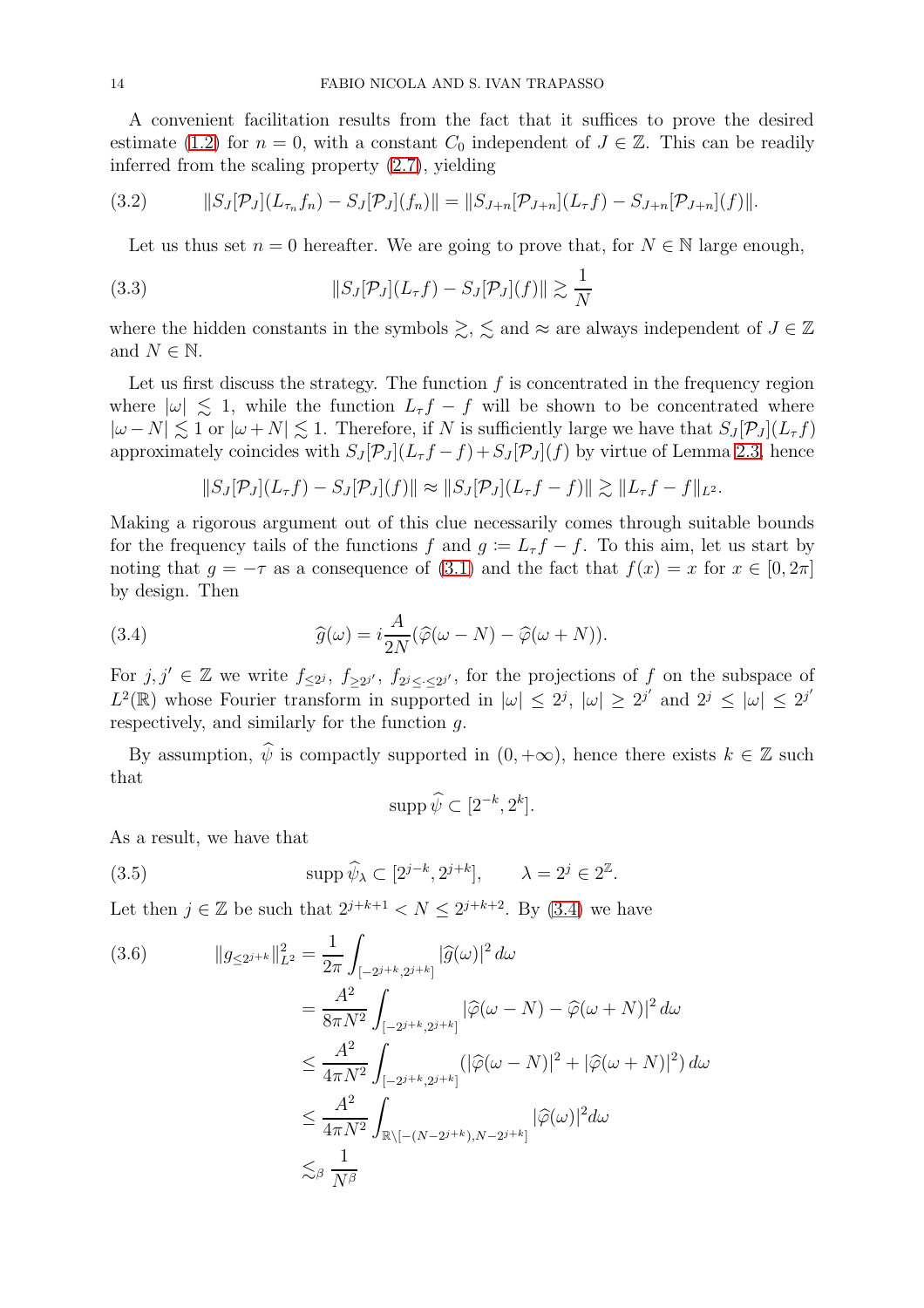A convenient facilitation results from the fact that it suffices to prove the desired estimate (1.2) for $n = 0$, with a constant $C_0$ independent of $J \in \mathbb{Z}$. This can be readily inferred from the scaling property (2.7), yielding

$$\|S_J[\mathcal{P}_J](L_{\tau_n} f_n) - S_J[\mathcal{P}_J](f_n)\| = \|S_{J+n}[\mathcal{P}_{J+n}](L_\tau f) - S_{J+n}[\mathcal{P}_{J+n}](f)\|. \tag{3.2}$$

Let us thus set $n = 0$ hereafter. We are going to prove that, for $N \in \mathbb{N}$ large enough,

$$\|S_J[\mathcal{P}_J](L_\tau f) - S_J[\mathcal{P}_J](f)\| \gtrsim \frac{1}{N} \tag{3.3}$$

where the hidden constants in the symbols $\gtrsim$, $\lesssim$ and $\approx$ are always independent of $J \in \mathbb{Z}$ and $N \in \mathbb{N}$.

Let us first discuss the strategy. The function $f$ is concentrated in the frequency region where $|\omega| \lesssim 1$, while the function $L_\tau f - f$ will be shown to be concentrated where $|\omega - N| \lesssim 1$ or $|\omega + N| \lesssim 1$. Therefore, if $N$ is sufficiently large we have that $S_J[\mathcal{P}_J](L_\tau f)$ approximately coincides with $S_J[\mathcal{P}_J](L_\tau f - f) + S_J[\mathcal{P}_J](f)$ by virtue of Lemma 2.3, hence

$$\|S_J[\mathcal{P}_J](L_\tau f) - S_J[\mathcal{P}_J](f)\| \approx \|S_J[\mathcal{P}_J](L_\tau f - f)\| \gtrsim \|L_\tau f - f\|_{L^2}.$$

Making a rigorous argument out of this clue necessarily comes through suitable bounds for the frequency tails of the functions $f$ and $g \coloneqq L_\tau f - f$. To this aim, let us start by noting that $g = -\tau$ as a consequence of (3.1) and the fact that $f(x) = x$ for $x \in [0, 2\pi]$ by design. Then

$$\widehat{g}(\omega) = i\frac{A}{2N}(\widehat{\varphi}(\omega - N) - \widehat{\varphi}(\omega + N)). \tag{3.4}$$

For $j, j' \in \mathbb{Z}$ we write $f_{\le 2^j}$, $f_{\ge 2^{j'}}$, $f_{2^j \le \cdot \le 2^{j'}}$, for the projections of $f$ on the subspace of $L^2(\mathbb{R})$ whose Fourier transform in supported in $|\omega| \le 2^j$, $|\omega| \ge 2^{j'}$ and $2^j \le |\omega| \le 2^{j'}$ respectively, and similarly for the function $g$.

By assumption, $\widehat{\psi}$ is compactly supported in $(0, +\infty)$, hence there exists $k \in \mathbb{Z}$ such that

$$\operatorname{supp} \widehat{\psi} \subset [2^{-k}, 2^k].$$

As a result, we have that

$$\operatorname{supp} \widehat{\psi}_\lambda \subset [2^{j-k}, 2^{j+k}], \qquad \lambda = 2^j \in 2^{\mathbb{Z}}. \tag{3.5}$$

Let then $j \in \mathbb{Z}$ be such that $2^{j+k+1} < N \le 2^{j+k+2}$. By (3.4) we have

$$\begin{aligned}
\|g_{\le 2^{j+k}}\|_{L^2}^2 &= \frac{1}{2\pi} \int_{[-2^{j+k}, 2^{j+k}]} |\widehat{g}(\omega)|^2 \, d\omega \\
&= \frac{A^2}{8\pi N^2} \int_{[-2^{j+k}, 2^{j+k}]} |\widehat{\varphi}(\omega - N) - \widehat{\varphi}(\omega + N)|^2 \, d\omega \\
&\le \frac{A^2}{4\pi N^2} \int_{[-2^{j+k}, 2^{j+k}]} (|\widehat{\varphi}(\omega - N)|^2 + |\widehat{\varphi}(\omega + N)|^2) \, d\omega \\
&\le \frac{A^2}{4\pi N^2} \int_{\mathbb{R} \setminus [-(N - 2^{j+k}), N - 2^{j+k}]} |\widehat{\varphi}(\omega)|^2 d\omega \\
&\lesssim_\beta \frac{1}{N^\beta}
\end{aligned} \tag{3.6}$$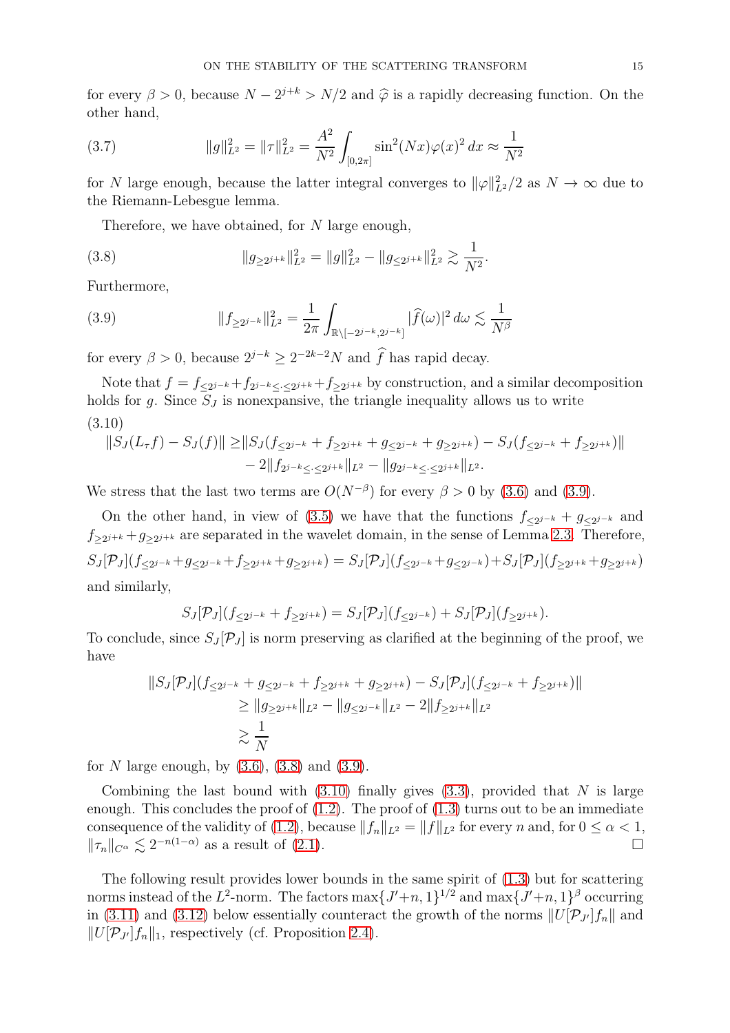for every $\beta > 0$, because $N - 2^{j+k} > N/2$ and $\widehat{\varphi}$ is a rapidly decreasing function. On the other hand,

$$\|g\|_{L^2}^2 = \|\tau\|_{L^2}^2 = \frac{A^2}{N^2} \int_{[0,2\pi]} \sin^2(Nx)\varphi(x)^2 \, dx \approx \frac{1}{N^2} \tag{3.7}$$

for $N$ large enough, because the latter integral converges to $\|\varphi\|_{L^2}^2/2$ as $N \to \infty$ due to the Riemann-Lebesgue lemma.

Therefore, we have obtained, for $N$ large enough,

$$\|g_{\geq 2^{j+k}}\|_{L^2}^2 = \|g\|_{L^2}^2 - \|g_{\leq 2^{j+k}}\|_{L^2}^2 \gtrsim \frac{1}{N^2}. \tag{3.8}$$

Furthermore,

$$\|f_{\geq 2^{j-k}}\|_{L^2}^2 = \frac{1}{2\pi} \int_{\mathbb{R}\setminus[-2^{j-k}, 2^{j-k}]} |\widehat{f}(\omega)|^2 \, d\omega \lesssim \frac{1}{N^\beta} \tag{3.9}$$

for every $\beta > 0$, because $2^{j-k} \geq 2^{-2k-2}N$ and $\widehat{f}$ has rapid decay.

Note that $f = f_{\leq 2^{j-k}} + f_{2^{j-k} \leq \cdot \leq 2^{j+k}} + f_{\geq 2^{j+k}}$ by construction, and a similar decomposition holds for $g$. Since $S_J$ is nonexpansive, the triangle inequality allows us to write

$$\begin{aligned}\|S_J(L_\tau f) - S_J(f)\| \geq &\|S_J(f_{\leq 2^{j-k}} + f_{\geq 2^{j+k}} + g_{\leq 2^{j-k}} + g_{\geq 2^{j+k}}) - S_J(f_{\leq 2^{j-k}} + f_{\geq 2^{j+k}})\| \\ &- 2\|f_{2^{j-k} \leq \cdot \leq 2^{j+k}}\|_{L^2} - \|g_{2^{j-k} \leq \cdot \leq 2^{j+k}}\|_{L^2}.\end{aligned} \tag{3.10}$$

We stress that the last two terms are $O(N^{-\beta})$ for every $\beta > 0$ by (3.6) and (3.9).

On the other hand, in view of (3.5) we have that the functions $f_{\leq 2^{j-k}} + g_{\leq 2^{j-k}}$ and $f_{\geq 2^{j+k}} + g_{\geq 2^{j+k}}$ are separated in the wavelet domain, in the sense of Lemma 2.3. Therefore,

$$S_J[\mathcal{P}_J](f_{\leq 2^{j-k}} + g_{\leq 2^{j-k}} + f_{\geq 2^{j+k}} + g_{\geq 2^{j+k}}) = S_J[\mathcal{P}_J](f_{\leq 2^{j-k}} + g_{\leq 2^{j-k}}) + S_J[\mathcal{P}_J](f_{\geq 2^{j+k}} + g_{\geq 2^{j+k}})$$

and similarly,

$$S_J[\mathcal{P}_J](f_{\leq 2^{j-k}} + f_{\geq 2^{j+k}}) = S_J[\mathcal{P}_J](f_{\leq 2^{j-k}}) + S_J[\mathcal{P}_J](f_{\geq 2^{j+k}}).$$

To conclude, since $S_J[\mathcal{P}_J]$ is norm preserving as clarified at the beginning of the proof, we have

$$\begin{aligned}\|S_J[\mathcal{P}_J](f_{\leq 2^{j-k}} + g_{\leq 2^{j-k}} + f_{\geq 2^{j+k}} + g_{\geq 2^{j+k}}) - S_J[\mathcal{P}_J](f_{\leq 2^{j-k}} + f_{\geq 2^{j+k}})\| \\ \geq \|g_{\geq 2^{j+k}}\|_{L^2} - \|g_{\leq 2^{j-k}}\|_{L^2} - 2\|f_{\geq 2^{j+k}}\|_{L^2} \\ \gtrsim \frac{1}{N}\end{aligned}$$

for $N$ large enough, by (3.6), (3.8) and (3.9).

Combining the last bound with (3.10) finally gives (3.3), provided that $N$ is large enough. This concludes the proof of (1.2). The proof of (1.3) turns out to be an immediate consequence of the validity of (1.2), because $\|f_n\|_{L^2} = \|f\|_{L^2}$ for every $n$ and, for $0 \leq \alpha < 1$, $\|\tau_n\|_{C^\alpha} \lesssim 2^{-n(1-\alpha)}$ as a result of (2.1). □

The following result provides lower bounds in the same spirit of (1.3) but for scattering norms instead of the $L^2$-norm. The factors $\max\{J'+n, 1\}^{1/2}$ and $\max\{J'+n, 1\}^\beta$ occurring in (3.11) and (3.12) below essentially counteract the growth of the norms $\|U[\mathcal{P}_{J'}]f_n\|$ and $\|U[\mathcal{P}_{J'}]f_n\|_1$, respectively (cf. Proposition 2.4).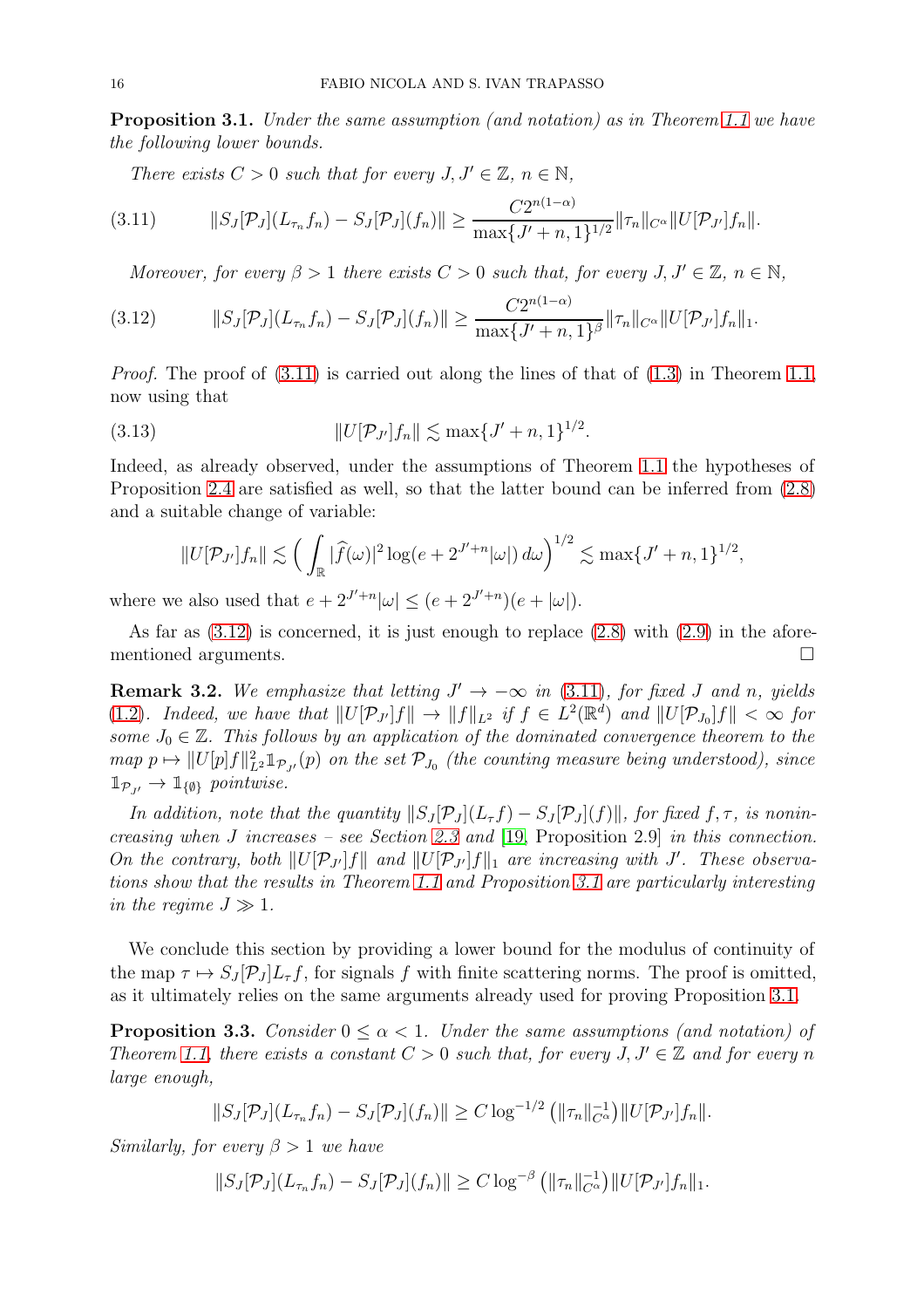**Proposition 3.1.** *Under the same assumption (and notation) as in Theorem 1.1 we have the following lower bounds.*

*There exists $C > 0$ such that for every $J, J' \in \mathbb{Z}$, $n \in \mathbb{N}$,*

$$\|S_J[\mathcal{P}_J](L_{\tau_n} f_n) - S_J[\mathcal{P}_J](f_n)\| \geq \frac{C 2^{n(1-\alpha)}}{\max\{J'+n, 1\}^{1/2}} \|\tau_n\|_{C^\alpha} \|U[\mathcal{P}_{J'}] f_n\|. \tag{3.11}$$

*Moreover, for every $\beta > 1$ there exists $C > 0$ such that, for every $J, J' \in \mathbb{Z}$, $n \in \mathbb{N}$,*

$$\|S_J[\mathcal{P}_J](L_{\tau_n} f_n) - S_J[\mathcal{P}_J](f_n)\| \geq \frac{C 2^{n(1-\alpha)}}{\max\{J'+n, 1\}^{\beta}} \|\tau_n\|_{C^\alpha} \|U[\mathcal{P}_{J'}] f_n\|_1. \tag{3.12}$$

*Proof.* The proof of (3.11) is carried out along the lines of that of (1.3) in Theorem 1.1, now using that

$$\|U[\mathcal{P}_{J'}] f_n\| \lesssim \max\{J'+n, 1\}^{1/2}. \tag{3.13}$$

Indeed, as already observed, under the assumptions of Theorem 1.1 the hypotheses of Proposition 2.4 are satisfied as well, so that the latter bound can be inferred from (2.8) and a suitable change of variable:

$$\|U[\mathcal{P}_{J'}] f_n\| \lesssim \Big( \int_{\mathbb{R}} |\widehat{f}(\omega)|^2 \log(e + 2^{J'+n}|\omega|)\, d\omega \Big)^{1/2} \lesssim \max\{J'+n, 1\}^{1/2},$$

where we also used that $e + 2^{J'+n}|\omega| \leq (e + 2^{J'+n})(e + |\omega|)$.

As far as (3.12) is concerned, it is just enough to replace (2.8) with (2.9) in the aforementioned arguments. □

**Remark 3.2.** *We emphasize that letting $J' \to -\infty$ in (3.11), for fixed $J$ and $n$, yields (1.2). Indeed, we have that $\|U[\mathcal{P}_{J'}] f\| \to \|f\|_{L^2}$ if $f \in L^2(\mathbb{R}^d)$ and $\|U[\mathcal{P}_{J_0}] f\| < \infty$ for some $J_0 \in \mathbb{Z}$. This follows by an application of the dominated convergence theorem to the map $p \mapsto \|U[p] f\|_{L^2}^2 \mathbb{1}_{\mathcal{P}_{J'}}(p)$ on the set $\mathcal{P}_{J_0}$ (the counting measure being understood), since $\mathbb{1}_{\mathcal{P}_{J'}} \to \mathbb{1}_{\{\emptyset\}}$ pointwise.*

*In addition, note that the quantity $\|S_J[\mathcal{P}_J](L_\tau f) - S_J[\mathcal{P}_J](f)\|$, for fixed $f, \tau$, is nonincreasing when $J$ increases – see Section 2.3 and [19, Proposition 2.9] in this connection. On the contrary, both $\|U[\mathcal{P}_{J'}] f\|$ and $\|U[\mathcal{P}_{J'}] f\|_1$ are increasing with $J'$. These observations show that the results in Theorem 1.1 and Proposition 3.1 are particularly interesting in the regime $J \gg 1$.*

We conclude this section by providing a lower bound for the modulus of continuity of the map $\tau \mapsto S_J[\mathcal{P}_J] L_\tau f$, for signals $f$ with finite scattering norms. The proof is omitted, as it ultimately relies on the same arguments already used for proving Proposition 3.1.

**Proposition 3.3.** *Consider $0 \leq \alpha < 1$. Under the same assumptions (and notation) of Theorem 1.1, there exists a constant $C > 0$ such that, for every $J, J' \in \mathbb{Z}$ and for every $n$ large enough,*

$$\|S_J[\mathcal{P}_J](L_{\tau_n} f_n) - S_J[\mathcal{P}_J](f_n)\| \geq C \log^{-1/2}\left(\|\tau_n\|_{C^\alpha}^{-1}\right) \|U[\mathcal{P}_{J'}] f_n\|.$$

*Similarly, for every $\beta > 1$ we have*

$$\|S_J[\mathcal{P}_J](L_{\tau_n} f_n) - S_J[\mathcal{P}_J](f_n)\| \geq C \log^{-\beta}\left(\|\tau_n\|_{C^\alpha}^{-1}\right) \|U[\mathcal{P}_{J'}] f_n\|_1.$$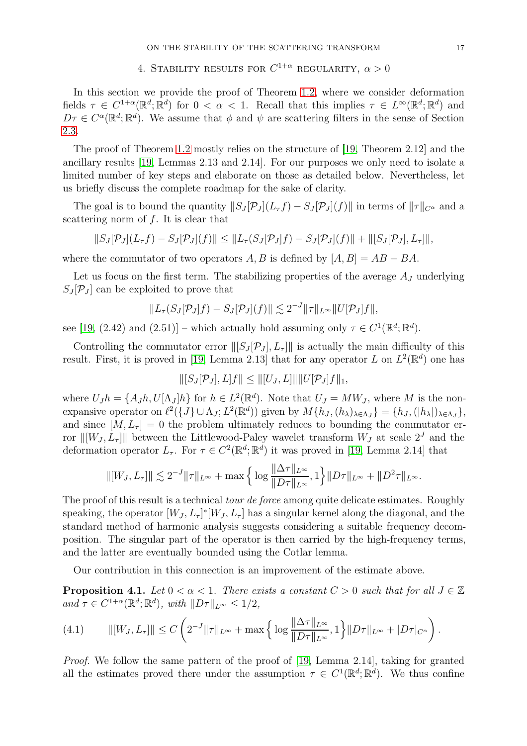## 4. Stability results for $C^{1+\alpha}$ regularity, $\alpha > 0$

In this section we provide the proof of Theorem 1.2, where we consider deformation fields $\tau \in C^{1+\alpha}(\mathbb{R}^d;\mathbb{R}^d)$ for $0<\alpha<1$. Recall that this implies $\tau \in L^\infty(\mathbb{R}^d;\mathbb{R}^d)$ and $D\tau \in C^\alpha(\mathbb{R}^d;\mathbb{R}^d)$. We assume that $\phi$ and $\psi$ are scattering filters in the sense of Section 2.3.

The proof of Theorem 1.2 mostly relies on the structure of [19, Theorem 2.12] and the ancillary results [19, Lemmas 2.13 and 2.14]. For our purposes we only need to isolate a limited number of key steps and elaborate on those as detailed below. Nevertheless, let us briefly discuss the complete roadmap for the sake of clarity.

The goal is to bound the quantity $\|S_J[\mathcal{P}_J](L_\tau f) - S_J[\mathcal{P}_J](f)\|$ in terms of $\|\tau\|_{C^\alpha}$ and a scattering norm of $f$. It is clear that

$$\|S_J[\mathcal{P}_J](L_\tau f) - S_J[\mathcal{P}_J](f)\| \le \|L_\tau(S_J[\mathcal{P}_J]f) - S_J[\mathcal{P}_J](f)\| + \|[S_J[\mathcal{P}_J], L_\tau]\|,$$

where the commutator of two operators $A,B$ is defined by $[A,B]=AB-BA$.

Let us focus on the first term. The stabilizing properties of the average $A_J$ underlying $S_J[\mathcal{P}_J]$ can be exploited to prove that

$$\|L_\tau(S_J[\mathcal{P}_J]f) - S_J[\mathcal{P}_J](f)\| \lesssim 2^{-J}\|\tau\|_{L^\infty}\|U[\mathcal{P}_J]f\|,$$

see [19, (2.42) and (2.51)] – which actually hold assuming only $\tau \in C^1(\mathbb{R}^d;\mathbb{R}^d)$.

Controlling the commutator error $\|[S_J[\mathcal{P}_J], L_\tau]\|$ is actually the main difficulty of this result. First, it is proved in [19, Lemma 2.13] that for any operator $L$ on $L^2(\mathbb{R}^d)$ one has

$$\|[S_J[\mathcal{P}_J], L]f\| \le \|[U_J, L]\|\|U[\mathcal{P}_J]f\|_1,$$

where $U_J h = \{A_J h, U[\Lambda_J]h\}$ for $h \in L^2(\mathbb{R}^d)$. Note that $U_J = MW_J$, where $M$ is the non-expansive operator on $\ell^2(\{J\}\cup\Lambda_J; L^2(\mathbb{R}^d))$ given by $M\{h_J, (h_\lambda)_{\lambda\in\Lambda_J}\} = \{h_J, (|h_\lambda|)_{\lambda\in\Lambda_J}\}$, and since $[M, L_\tau]=0$ the problem ultimately reduces to bounding the commutator error $\|[W_J, L_\tau]\|$ between the Littlewood-Paley wavelet transform $W_J$ at scale $2^J$ and the deformation operator $L_\tau$. For $\tau \in C^2(\mathbb{R}^d;\mathbb{R}^d)$ it was proved in [19, Lemma 2.14] that

$$\|[W_J, L_\tau]\| \lesssim 2^{-J}\|\tau\|_{L^\infty} + \max\Big\{\log\frac{\|\Delta\tau\|_{L^\infty}}{\|D\tau\|_{L^\infty}}, 1\Big\}\|D\tau\|_{L^\infty} + \|D^2\tau\|_{L^\infty}.$$

The proof of this result is a technical *tour de force* among quite delicate estimates. Roughly speaking, the operator $[W_J, L_\tau]^*[W_J, L_\tau]$ has a singular kernel along the diagonal, and the standard method of harmonic analysis suggests considering a suitable frequency decomposition. The singular part of the operator is then carried by the high-frequency terms, and the latter are eventually bounded using the Cotlar lemma.

Our contribution in this connection is an improvement of the estimate above.

**Proposition 4.1.** *Let $0<\alpha<1$. There exists a constant $C>0$ such that for all $J\in\mathbb{Z}$ and $\tau \in C^{1+\alpha}(\mathbb{R}^d;\mathbb{R}^d)$, with $\|D\tau\|_{L^\infty}\le 1/2$,*

$$\|[W_J, L_\tau]\| \le C\left(2^{-J}\|\tau\|_{L^\infty} + \max\Big\{\log\frac{\|\Delta\tau\|_{L^\infty}}{\|D\tau\|_{L^\infty}}, 1\Big\}\|D\tau\|_{L^\infty} + |D\tau|_{C^\alpha}\right). \tag{4.1}$$

*Proof.* We follow the same pattern of the proof of [19, Lemma 2.14], taking for granted all the estimates proved there under the assumption $\tau \in C^1(\mathbb{R}^d;\mathbb{R}^d)$. We thus confine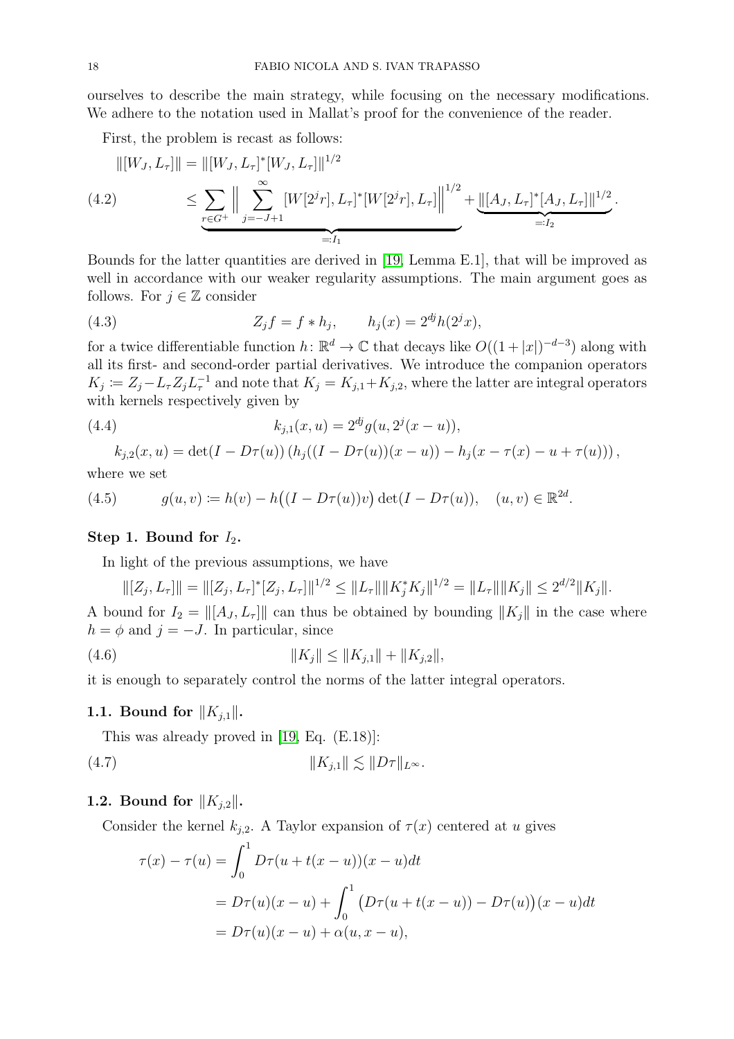ourselves to describe the main strategy, while focusing on the necessary modifications. We adhere to the notation used in Mallat's proof for the convenience of the reader.

First, the problem is recast as follows:

$$
\begin{aligned}
\|[W_J, L_\tau]\| &= \|[W_J, L_\tau]^*[W_J, L_\tau]\|^{1/2} \\
&\le \underbrace{\sum_{r\in G^+} \Big\| \sum_{j=-J+1}^{\infty} [W[2^j r], L_\tau]^*[W[2^j r], L_\tau]\Big\|^{1/2}}_{=:I_1} + \underbrace{\|[A_J, L_\tau]^*[A_J, L_\tau]\|^{1/2}}_{=:I_2}. \qquad (4.2)
\end{aligned}
$$

Bounds for the latter quantities are derived in [19, Lemma E.1], that will be improved as well in accordance with our weaker regularity assumptions. The main argument goes as follows. For $j\in\mathbb{Z}$ consider

$$
Z_j f = f * h_j, \qquad h_j(x) = 2^{dj} h(2^j x), \tag{4.3}
$$

for a twice differentiable function $h\colon \mathbb{R}^d \to \mathbb{C}$ that decays like $O((1+|x|)^{-d-3})$ along with all its first- and second-order partial derivatives. We introduce the companion operators $K_j \coloneqq Z_j - L_\tau Z_j L_\tau^{-1}$ and note that $K_j = K_{j,1} + K_{j,2}$, where the latter are integral operators with kernels respectively given by

$$
k_{j,1}(x,u) = 2^{dj} g(u, 2^j(x-u)), \tag{4.4}
$$

$$
k_{j,2}(x,u) = \det(I - D\tau(u))\left(h_j((I-D\tau(u))(x-u)) - h_j(x-\tau(x)-u+\tau(u))\right),
$$

where we set

$$
g(u,v) \coloneqq h(v) - h\big((I-D\tau(u))v\big)\det(I-D\tau(u)), \quad (u,v)\in\mathbb{R}^{2d}. \tag{4.5}
$$

**Step 1. Bound for $I_2$.**

In light of the previous assumptions, we have

$$
\|[Z_j, L_\tau]\| = \|[Z_j, L_\tau]^*[Z_j, L_\tau]\|^{1/2} \le \|L_\tau\| \|K_j^* K_j\|^{1/2} = \|L_\tau\|\|K_j\| \le 2^{d/2}\|K_j\|.
$$

A bound for $I_2 = \|[A_J, L_\tau]\|$ can thus be obtained by bounding $\|K_j\|$ in the case where $h=\phi$ and $j=-J$. In particular, since

$$
\|K_j\| \le \|K_{j,1}\| + \|K_{j,2}\|, \tag{4.6}
$$

it is enough to separately control the norms of the latter integral operators.

**1.1. Bound for $\|K_{j,1}\|$.**

This was already proved in [19, Eq. (E.18)]:

$$
\|K_{j,1}\| \lesssim \|D\tau\|_{L^\infty}. \tag{4.7}
$$

**1.2. Bound for $\|K_{j,2}\|$.**

Consider the kernel $k_{j,2}$. A Taylor expansion of $\tau(x)$ centered at $u$ gives

$$
\begin{aligned}
\tau(x) - \tau(u) &= \int_0^1 D\tau(u + t(x-u))(x-u)dt \\
&= D\tau(u)(x-u) + \int_0^1 \big(D\tau(u+t(x-u)) - D\tau(u)\big)(x-u)dt \\
&= D\tau(u)(x-u) + \alpha(u, x-u),
\end{aligned}
$$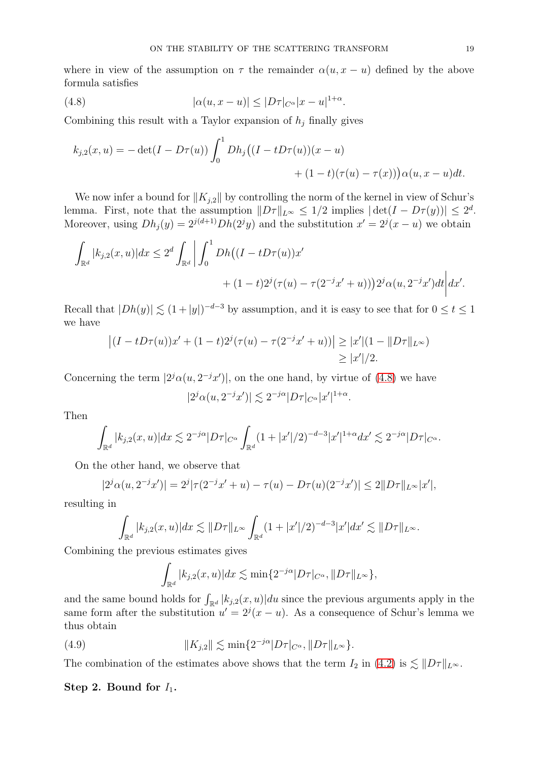where in view of the assumption on $\tau$ the remainder $\alpha(u, x-u)$ defined by the above formula satisfies

$$|\alpha(u, x-u)| \le |D\tau|_{C^\alpha} |x-u|^{1+\alpha}. \tag{4.8}$$

Combining this result with a Taylor expansion of $h_j$ finally gives

$$k_{j,2}(x,u) = -\det(I - D\tau(u)) \int_0^1 Dh_j\big((I - tD\tau(u))(x-u) + (1-t)(\tau(u) - \tau(x))\big)\alpha(u, x-u)dt.$$

We now infer a bound for $\|K_{j,2}\|$ by controlling the norm of the kernel in view of Schur's lemma. First, note that the assumption $\|D\tau\|_{L^\infty} \le 1/2$ implies $|\det(I - D\tau(y))| \le 2^d$. Moreover, using $Dh_j(y) = 2^{j(d+1)} Dh(2^j y)$ and the substitution $x' = 2^j(x-u)$ we obtain

$$\int_{\mathbb{R}^d} |k_{j,2}(x,u)|dx \le 2^d \int_{\mathbb{R}^d} \bigg| \int_0^1 Dh\big((I - tD\tau(u))x' + (1-t)2^j(\tau(u) - \tau(2^{-j}x' + u))\big) 2^j \alpha(u, 2^{-j}x')dt \bigg| dx'.$$

Recall that $|Dh(y)| \lesssim (1+|y|)^{-d-3}$ by assumption, and it is easy to see that for $0 \le t \le 1$ we have

$$\begin{aligned}\big|(I - tD\tau(u))x' + (1-t)2^j(\tau(u) - \tau(2^{-j}x' + u))\big| &\ge |x'|(1 - \|D\tau\|_{L^\infty}) \\ &\ge |x'|/2.\end{aligned}$$

Concerning the term $|2^j \alpha(u, 2^{-j}x')|$, on the one hand, by virtue of (4.8) we have

$$|2^j \alpha(u, 2^{-j}x')| \lesssim 2^{-j\alpha} |D\tau|_{C^\alpha} |x'|^{1+\alpha}.$$

Then

$$\int_{\mathbb{R}^d} |k_{j,2}(x,u)|dx \lesssim 2^{-j\alpha}|D\tau|_{C^\alpha} \int_{\mathbb{R}^d} (1 + |x'|/2)^{-d-3} |x'|^{1+\alpha} dx' \lesssim 2^{-j\alpha}|D\tau|_{C^\alpha}.$$

On the other hand, we observe that

$$|2^j \alpha(u, 2^{-j}x')| = 2^j |\tau(2^{-j}x' + u) - \tau(u) - D\tau(u)(2^{-j}x')| \le 2\|D\tau\|_{L^\infty}|x'|,$$

resulting in

$$\int_{\mathbb{R}^d} |k_{j,2}(x,u)|dx \lesssim \|D\tau\|_{L^\infty} \int_{\mathbb{R}^d} (1 + |x'|/2)^{-d-3}|x'|dx' \lesssim \|D\tau\|_{L^\infty}.$$

Combining the previous estimates gives

$$\int_{\mathbb{R}^d} |k_{j,2}(x,u)|dx \lesssim \min\{2^{-j\alpha}|D\tau|_{C^\alpha}, \|D\tau\|_{L^\infty}\},$$

and the same bound holds for $\int_{\mathbb{R}^d} |k_{j,2}(x,u)|du$ since the previous arguments apply in the same form after the substitution $u' = 2^j(x-u)$. As a consequence of Schur's lemma we thus obtain

$$\|K_{j,2}\| \lesssim \min\{2^{-j\alpha}|D\tau|_{C^\alpha}, \|D\tau\|_{L^\infty}\}. \tag{4.9}$$

The combination of the estimates above shows that the term $I_2$ in (4.2) is $\lesssim \|D\tau\|_{L^\infty}$.

**Step 2. Bound for $I_1$.**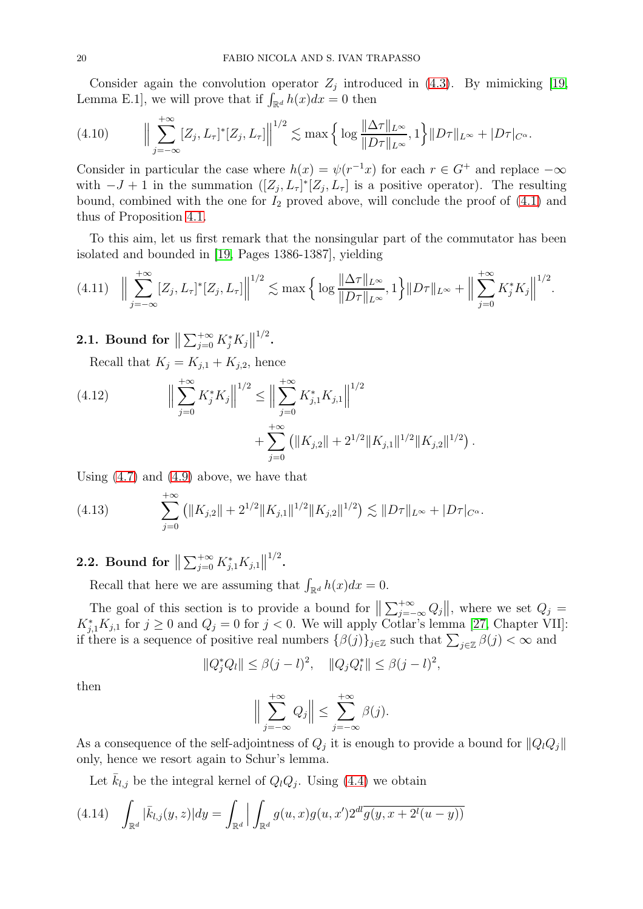Consider again the convolution operator $Z_j$ introduced in (4.3). By mimicking [19, Lemma E.1], we will prove that if $\int_{\mathbb{R}^d} h(x)dx = 0$ then

$$\Big\| \sum_{j=-\infty}^{+\infty} [Z_j, L_\tau]^*[Z_j, L_\tau]\Big\|^{1/2} \lesssim \max\Big\{ \log \frac{\|\Delta\tau\|_{L^\infty}}{\|D\tau\|_{L^\infty}}, 1\Big\}\|D\tau\|_{L^\infty} + |D\tau|_{C^\alpha}. \tag{4.10}$$

Consider in particular the case where $h(x) = \psi(r^{-1}x)$ for each $r \in G^+$ and replace $-\infty$ with $-J+1$ in the summation ($[Z_j, L_\tau]^*[Z_j, L_\tau]$ is a positive operator). The resulting bound, combined with the one for $I_2$ proved above, will conclude the proof of (4.1) and thus of Proposition 4.1.

To this aim, let us first remark that the nonsingular part of the commutator has been isolated and bounded in [19, Pages 1386-1387], yielding

$$\Big\| \sum_{j=-\infty}^{+\infty} [Z_j, L_\tau]^*[Z_j, L_\tau]\Big\|^{1/2} \lesssim \max\Big\{ \log \frac{\|\Delta\tau\|_{L^\infty}}{\|D\tau\|_{L^\infty}}, 1\Big\}\|D\tau\|_{L^\infty} + \Big\| \sum_{j=0}^{+\infty} K_j^* K_j\Big\|^{1/2}. \tag{4.11}$$

## 2.1. Bound for $\big\| \sum_{j=0}^{+\infty} K_j^* K_j\big\|^{1/2}$.

Recall that $K_j = K_{j,1} + K_{j,2}$, hence

$$\Big\| \sum_{j=0}^{+\infty} K_j^* K_j\Big\|^{1/2} \le \Big\| \sum_{j=0}^{+\infty} K_{j,1}^* K_{j,1}\Big\|^{1/2} + \sum_{j=0}^{+\infty} \left( \|K_{j,2}\| + 2^{1/2}\|K_{j,1}\|^{1/2}\|K_{j,2}\|^{1/2}\right). \tag{4.12}$$

Using (4.7) and (4.9) above, we have that

$$\sum_{j=0}^{+\infty} \left( \|K_{j,2}\| + 2^{1/2}\|K_{j,1}\|^{1/2}\|K_{j,2}\|^{1/2}\right) \lesssim \|D\tau\|_{L^\infty} + |D\tau|_{C^\alpha}. \tag{4.13}$$

## 2.2. Bound for $\big\| \sum_{j=0}^{+\infty} K_{j,1}^* K_{j,1}\big\|^{1/2}$.

Recall that here we are assuming that $\int_{\mathbb{R}^d} h(x)dx = 0$.

The goal of this section is to provide a bound for $\big\| \sum_{j=-\infty}^{+\infty} Q_j\big\|$, where we set $Q_j = K_{j,1}^* K_{j,1}$ for $j \ge 0$ and $Q_j = 0$ for $j < 0$. We will apply Cotlar's lemma [27, Chapter VII]: if there is a sequence of positive real numbers $\{\beta(j)\}_{j\in\mathbb{Z}}$ such that $\sum_{j\in\mathbb{Z}} \beta(j) < \infty$ and

$$\|Q_j^* Q_l\| \le \beta(j-l)^2, \quad \|Q_j Q_l^*\| \le \beta(j-l)^2,$$

then

$$\Big\| \sum_{j=-\infty}^{+\infty} Q_j\Big\| \le \sum_{j=-\infty}^{+\infty} \beta(j).$$

As a consequence of the self-adjointness of $Q_j$ it is enough to provide a bound for $\|Q_l Q_j\|$ only, hence we resort again to Schur's lemma.

Let $\bar{k}_{l,j}$ be the integral kernel of $Q_l Q_j$. Using (4.4) we obtain

$$\int_{\mathbb{R}^d} |\bar{k}_{l,j}(y,z)|dy = \int_{\mathbb{R}^d} \Big| \int_{\mathbb{R}^d} g(u,x)g(u,x')2^{dl}\overline{g(y, x+2^l(u-y))} \tag{4.14}$$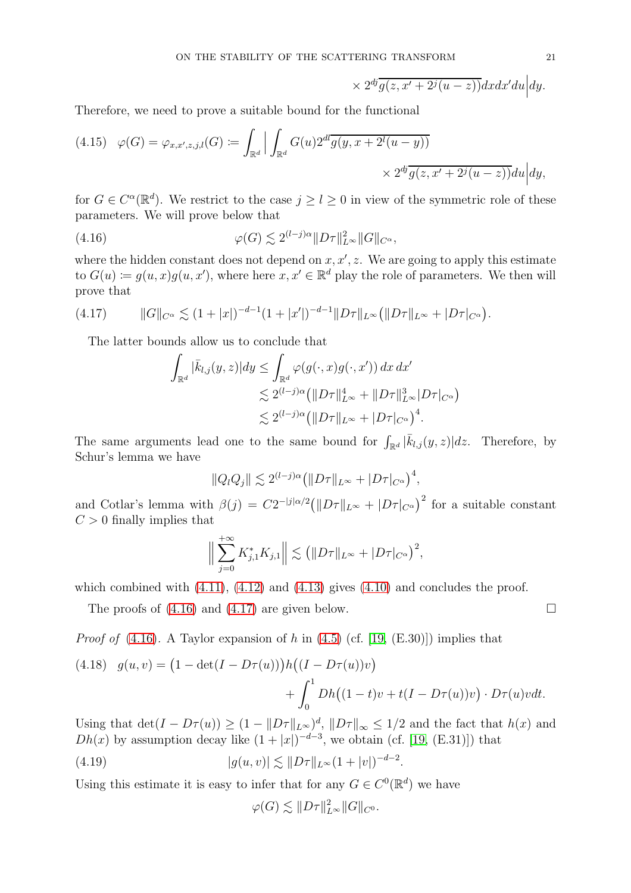$$\times 2^{dj}\overline{g(z, x' + 2^j(u-z))}dx dx' du\Big| dy.$$

Therefore, we need to prove a suitable bound for the functional

$$\varphi(G) = \varphi_{x,x',z,j,l}(G) := \int_{\mathbb{R}^d} \Big| \int_{\mathbb{R}^d} G(u) 2^{dl}\overline{g(y, x + 2^l(u-y))} \times 2^{dj}\overline{g(z, x' + 2^j(u-z))} du\Big| dy, \tag{4.15}$$

for $G \in C^\alpha(\mathbb{R}^d)$. We restrict to the case $j \geq l \geq 0$ in view of the symmetric role of these parameters. We will prove below that

$$\varphi(G) \lesssim 2^{(l-j)\alpha} \|D\tau\|_{L^\infty}^2 \|G\|_{C^\alpha}, \tag{4.16}$$

where the hidden constant does not depend on $x, x', z$. We are going to apply this estimate to $G(u) := g(u,x)g(u,x')$, where here $x, x' \in \mathbb{R}^d$ play the role of parameters. We then will prove that

$$\|G\|_{C^\alpha} \lesssim (1+|x|)^{-d-1}(1+|x'|)^{-d-1}\|D\tau\|_{L^\infty}\big(\|D\tau\|_{L^\infty} + |D\tau|_{C^\alpha}\big). \tag{4.17}$$

The latter bounds allow us to conclude that

$$\begin{aligned}
\int_{\mathbb{R}^d} |\bar{k}_{l,j}(y,z)| dy &\leq \int_{\mathbb{R}^d} \varphi(g(\cdot,x)g(\cdot,x'))\, dx\, dx' \\
&\lesssim 2^{(l-j)\alpha}\big(\|D\tau\|_{L^\infty}^4 + \|D\tau\|_{L^\infty}^3 |D\tau|_{C^\alpha}\big) \\
&\lesssim 2^{(l-j)\alpha}\big(\|D\tau\|_{L^\infty} + |D\tau|_{C^\alpha}\big)^4.
\end{aligned}$$

The same arguments lead one to the same bound for $\int_{\mathbb{R}^d} |\bar{k}_{l,j}(y,z)| dz$. Therefore, by Schur's lemma we have

$$\|Q_l Q_j\| \lesssim 2^{(l-j)\alpha}\big(\|D\tau\|_{L^\infty} + |D\tau|_{C^\alpha}\big)^4,$$

and Cotlar's lemma with $\beta(j) = C2^{-|j|\alpha/2}\big(\|D\tau\|_{L^\infty} + |D\tau|_{C^\alpha}\big)^2$ for a suitable constant $C > 0$ finally implies that

$$\Big\| \sum_{j=0}^{+\infty} K_{j,1}^* K_{j,1} \Big\| \lesssim \big(\|D\tau\|_{L^\infty} + |D\tau|_{C^\alpha}\big)^2,$$

which combined with (4.11), (4.12) and (4.13) gives (4.10) and concludes the proof.

The proofs of (4.16) and (4.17) are given below. $\square$

*Proof of* (4.16). A Taylor expansion of $h$ in (4.5) (cf. [19, (E.30)]) implies that

$$g(u,v) = \big(1 - \det(I - D\tau(u))\big) h\big((I - D\tau(u))v\big) + \int_0^1 Dh\big((1-t)v + t(I - D\tau(u))v\big) \cdot D\tau(u) v dt. \tag{4.18}$$

Using that $\det(I - D\tau(u)) \geq (1 - \|D\tau\|_{L^\infty})^d$, $\|D\tau\|_\infty \leq 1/2$ and the fact that $h(x)$ and $Dh(x)$ by assumption decay like $(1+|x|)^{-d-3}$, we obtain (cf. [19, (E.31)]) that

$$|g(u,v)| \lesssim \|D\tau\|_{L^\infty}(1+|v|)^{-d-2}. \tag{4.19}$$

Using this estimate it is easy to infer that for any $G \in C^0(\mathbb{R}^d)$ we have

$$\varphi(G) \lesssim \|D\tau\|_{L^\infty}^2 \|G\|_{C^0}.$$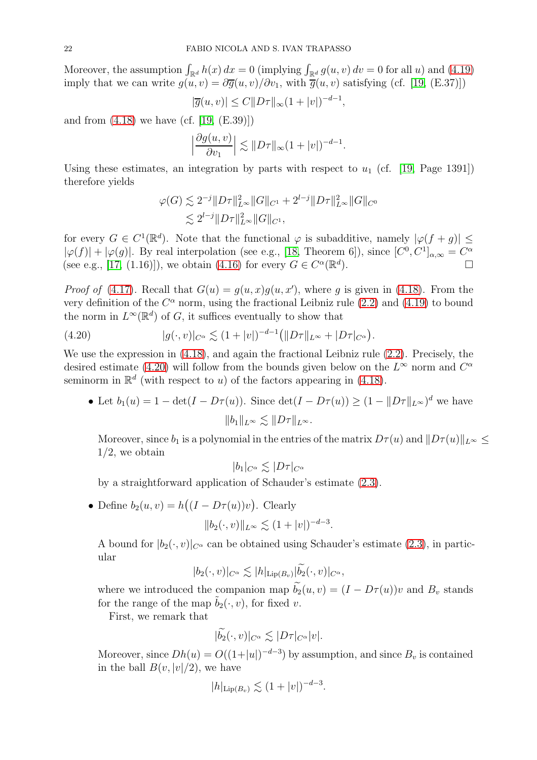Moreover, the assumption $\int_{\mathbb{R}^d} h(x)\,dx = 0$ (implying $\int_{\mathbb{R}^d} g(u,v)\,dv = 0$ for all $u$) and (4.19) imply that we can write $g(u,v) = \partial\overline{g}(u,v)/\partial v_1$, with $\overline{g}(u,v)$ satisfying (cf. [19, (E.37)])

$$|\overline{g}(u,v)| \le C\|D\tau\|_\infty (1+|v|)^{-d-1},$$

and from (4.18) we have (cf. [19, (E.39)])

$$\Big|\frac{\partial g(u,v)}{\partial v_1}\Big| \lesssim \|D\tau\|_\infty (1+|v|)^{-d-1}.$$

Using these estimates, an integration by parts with respect to $u_1$ (cf. [19, Page 1391]) therefore yields

$$\begin{aligned}\varphi(G) &\lesssim 2^{-j}\|D\tau\|^2_{L^\infty}\|G\|_{C^1} + 2^{l-j}\|D\tau\|^2_{L^\infty}\|G\|_{C^0}\\ &\lesssim 2^{l-j}\|D\tau\|^2_{L^\infty}\|G\|_{C^1},\end{aligned}$$

for every $G \in C^1(\mathbb{R}^d)$. Note that the functional $\varphi$ is subadditive, namely $|\varphi(f+g)| \le |\varphi(f)| + |\varphi(g)|$. By real interpolation (see e.g., [18, Theorem 6]), since $[C^0, C^1]_{\alpha,\infty} = C^\alpha$ (see e.g., [17, (1.16)]), we obtain (4.16) for every $G \in C^\alpha(\mathbb{R}^d)$. □

*Proof of* (4.17). Recall that $G(u) = g(u,x)g(u,x')$, where $g$ is given in (4.18). From the very definition of the $C^\alpha$ norm, using the fractional Leibniz rule (2.2) and (4.19) to bound the norm in $L^\infty(\mathbb{R}^d)$ of $G$, it suffices eventually to show that

$$|g(\cdot,v)|_{C^\alpha} \lesssim (1+|v|)^{-d-1}\big(\|D\tau\|_{L^\infty} + |D\tau|_{C^\alpha}\big). \tag{4.20}$$

We use the expression in (4.18), and again the fractional Leibniz rule (2.2). Precisely, the desired estimate (4.20) will follow from the bounds given below on the $L^\infty$ norm and $C^\alpha$ seminorm in $\mathbb{R}^d$ (with respect to $u$) of the factors appearing in (4.18).

- Let $b_1(u) = 1 - \det(I - D\tau(u))$. Since $\det(I - D\tau(u)) \ge (1 - \|D\tau\|_{L^\infty})^d$ we have

  $$\|b_1\|_{L^\infty} \lesssim \|D\tau\|_{L^\infty}.$$

  Moreover, since $b_1$ is a polynomial in the entries of the matrix $D\tau(u)$ and $\|D\tau(u)\|_{L^\infty} \le 1/2$, we obtain

  $$|b_1|_{C^\alpha} \lesssim |D\tau|_{C^\alpha}$$

  by a straightforward application of Schauder's estimate (2.3).

- Define $b_2(u,v) = h\big((I - D\tau(u))v\big)$. Clearly

  $$\|b_2(\cdot,v)\|_{L^\infty} \lesssim (1+|v|)^{-d-3}.$$

  A bound for $|b_2(\cdot,v)|_{C^\alpha}$ can be obtained using Schauder's estimate (2.3), in particular

  $$|b_2(\cdot,v)|_{C^\alpha} \lesssim |h|_{\mathrm{Lip}(B_v)}|\widetilde{b_2}(\cdot,v)|_{C^\alpha},$$

  where we introduced the companion map $\widetilde{b_2}(u,v) = (I - D\tau(u))v$ and $B_v$ stands for the range of the map $\tilde{b}_2(\cdot,v)$, for fixed $v$.

  First, we remark that

  $$|\widetilde{b_2}(\cdot,v)|_{C^\alpha} \lesssim |D\tau|_{C^\alpha}|v|.$$

  Moreover, since $Dh(u) = O((1+|u|)^{-d-3})$ by assumption, and since $B_v$ is contained in the ball $B(v,|v|/2)$, we have

  $$|h|_{\mathrm{Lip}(B_v)} \lesssim (1+|v|)^{-d-3}.$$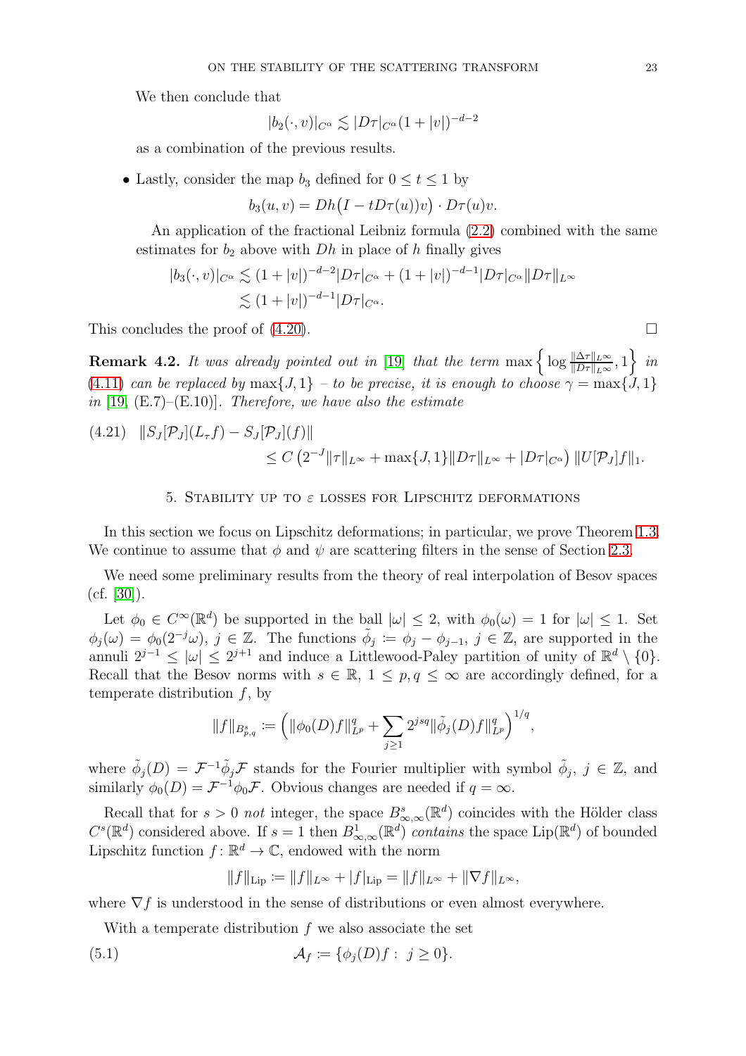We then conclude that

$$|b_2(\cdot, v)|_{C^\alpha} \lesssim |D\tau|_{C^\alpha}(1+|v|)^{-d-2}$$

as a combination of the previous results.

- Lastly, consider the map $b_3$ defined for $0 \le t \le 1$ by

$$b_3(u,v) = Dh\big(I - tD\tau(u)\big)v\big) \cdot D\tau(u)v.$$

An application of the fractional Leibniz formula (2.2) combined with the same estimates for $b_2$ above with $Dh$ in place of $h$ finally gives

$$\begin{aligned}|b_3(\cdot, v)|_{C^\alpha} &\lesssim (1+|v|)^{-d-2}|D\tau|_{C^\alpha} + (1+|v|)^{-d-1}|D\tau|_{C^\alpha}\|D\tau\|_{L^\infty} \\ &\lesssim (1+|v|)^{-d-1}|D\tau|_{C^\alpha}.\end{aligned}$$

This concludes the proof of (4.20). □

**Remark 4.2.** *It was already pointed out in [19] that the term* $\max\left\{\log\frac{\|\Delta\tau\|_{L^\infty}}{\|D\tau\|_{L^\infty}}, 1\right\}$ *in* (4.11) *can be replaced by* $\max\{J,1\}$ *– to be precise, it is enough to choose* $\gamma = \max\{J,1\}$ *in* [19, (E.7)–(E.10)]. *Therefore, we have also the estimate*

$$\begin{aligned}(4.21)\quad &\|S_J[\mathcal{P}_J](L_\tau f) - S_J[\mathcal{P}_J](f)\| \\ &\qquad\le C\left(2^{-J}\|\tau\|_{L^\infty} + \max\{J,1\}\|D\tau\|_{L^\infty} + |D\tau|_{C^\alpha}\right)\|U[\mathcal{P}_J]f\|_1.\end{aligned}$$

## 5. Stability up to $\varepsilon$ losses for Lipschitz deformations

In this section we focus on Lipschitz deformations; in particular, we prove Theorem 1.3. We continue to assume that $\phi$ and $\psi$ are scattering filters in the sense of Section 2.3.

We need some preliminary results from the theory of real interpolation of Besov spaces (cf. [30]).

Let $\phi_0 \in C^\infty(\mathbb{R}^d)$ be supported in the ball $|\omega| \le 2$, with $\phi_0(\omega) = 1$ for $|\omega| \le 1$. Set $\phi_j(\omega) = \phi_0(2^{-j}\omega)$, $j \in \mathbb{Z}$. The functions $\tilde{\phi}_j := \phi_j - \phi_{j-1}$, $j \in \mathbb{Z}$, are supported in the annuli $2^{j-1} \le |\omega| \le 2^{j+1}$ and induce a Littlewood-Paley partition of unity of $\mathbb{R}^d \setminus \{0\}$. Recall that the Besov norms with $s \in \mathbb{R}$, $1 \le p, q \le \infty$ are accordingly defined, for a temperate distribution $f$, by

$$\|f\|_{B^s_{p,q}} := \Big(\|\phi_0(D)f\|^q_{L^p} + \sum_{j\ge 1} 2^{jsq}\|\tilde{\phi}_j(D)f\|^q_{L^p}\Big)^{1/q},$$

where $\tilde{\phi}_j(D) = \mathcal{F}^{-1}\tilde{\phi}_j\mathcal{F}$ stands for the Fourier multiplier with symbol $\tilde{\phi}_j$, $j \in \mathbb{Z}$, and similarly $\phi_0(D) = \mathcal{F}^{-1}\phi_0\mathcal{F}$. Obvious changes are needed if $q = \infty$.

Recall that for $s > 0$ *not* integer, the space $B^s_{\infty,\infty}(\mathbb{R}^d)$ coincides with the Hölder class $C^s(\mathbb{R}^d)$ considered above. If $s = 1$ then $B^1_{\infty,\infty}(\mathbb{R}^d)$ *contains* the space $\mathrm{Lip}(\mathbb{R}^d)$ of bounded Lipschitz function $f\colon \mathbb{R}^d \to \mathbb{C}$, endowed with the norm

$$\|f\|_{\mathrm{Lip}} := \|f\|_{L^\infty} + |f|_{\mathrm{Lip}} = \|f\|_{L^\infty} + \|\nabla f\|_{L^\infty},$$

where $\nabla f$ is understood in the sense of distributions or even almost everywhere.

With a temperate distribution $f$ we also associate the set

$$\mathcal{A}_f := \{\phi_j(D)f : \ j \ge 0\}. \tag{5.1}$$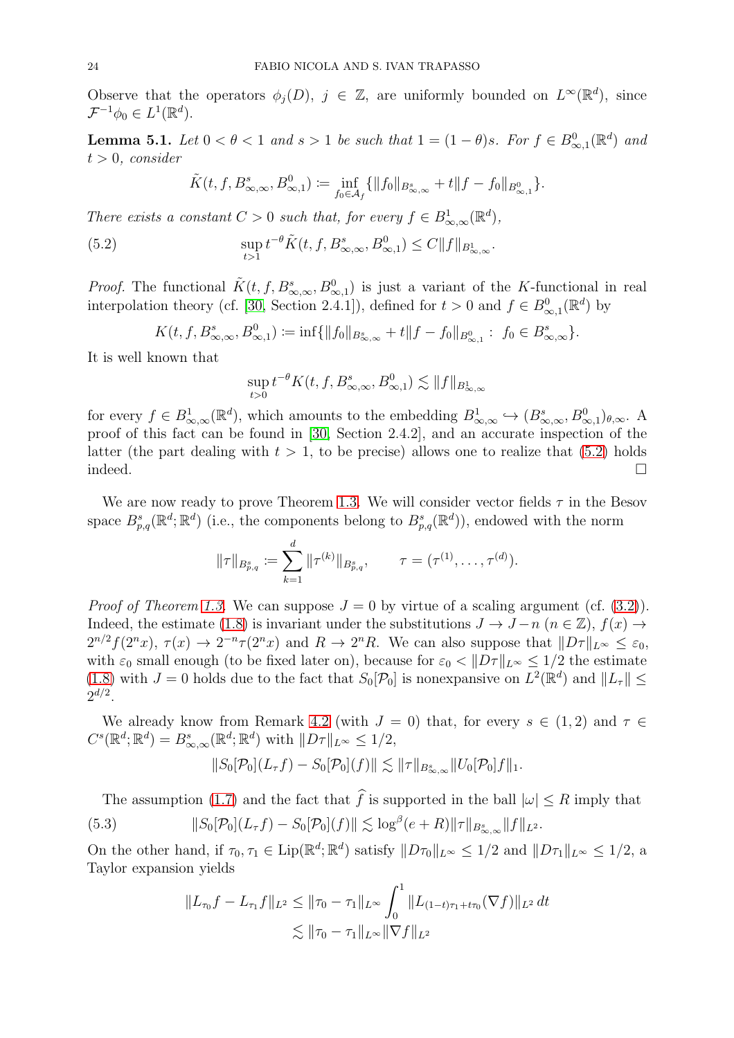Observe that the operators $\phi_j(D)$, $j \in \mathbb{Z}$, are uniformly bounded on $L^\infty(\mathbb{R}^d)$, since $\mathcal{F}^{-1}\phi_0 \in L^1(\mathbb{R}^d)$.

**Lemma 5.1.** *Let $0<\theta<1$ and $s>1$ be such that $1=(1-\theta)s$. For $f \in B^0_{\infty,1}(\mathbb{R}^d)$ and $t>0$, consider*

$$\tilde{K}(t,f,B^s_{\infty,\infty},B^0_{\infty,1}) \coloneqq \inf_{f_0 \in \mathcal{A}_f} \{\|f_0\|_{B^s_{\infty,\infty}} + t\|f-f_0\|_{B^0_{\infty,1}}\}.$$

*There exists a constant $C>0$ such that, for every $f \in B^1_{\infty,\infty}(\mathbb{R}^d)$,*

$$\sup_{t>1} t^{-\theta}\tilde{K}(t,f,B^s_{\infty,\infty},B^0_{\infty,1}) \le C\|f\|_{B^1_{\infty,\infty}}. \tag{5.2}$$

*Proof.* The functional $\tilde{K}(t,f,B^s_{\infty,\infty},B^0_{\infty,1})$ is just a variant of the $K$-functional in real interpolation theory (cf. [30, Section 2.4.1]), defined for $t>0$ and $f \in B^0_{\infty,1}(\mathbb{R}^d)$ by

$$K(t,f,B^s_{\infty,\infty},B^0_{\infty,1}) \coloneqq \inf\{\|f_0\|_{B^s_{\infty,\infty}} + t\|f-f_0\|_{B^0_{\infty,1}} : \ f_0 \in B^s_{\infty,\infty}\}.$$

It is well known that

$$\sup_{t>0} t^{-\theta}K(t,f,B^s_{\infty,\infty},B^0_{\infty,1}) \lesssim \|f\|_{B^1_{\infty,\infty}}$$

for every $f \in B^1_{\infty,\infty}(\mathbb{R}^d)$, which amounts to the embedding $B^1_{\infty,\infty} \hookrightarrow (B^s_{\infty,\infty},B^0_{\infty,1})_{\theta,\infty}$. A proof of this fact can be found in [30, Section 2.4.2], and an accurate inspection of the latter (the part dealing with $t>1$, to be precise) allows one to realize that (5.2) holds indeed. $\square$

We are now ready to prove Theorem 1.3. We will consider vector fields $\tau$ in the Besov space $B^s_{p,q}(\mathbb{R}^d;\mathbb{R}^d)$ (i.e., the components belong to $B^s_{p,q}(\mathbb{R}^d)$), endowed with the norm

$$\|\tau\|_{B^s_{p,q}} \coloneqq \sum_{k=1}^d \|\tau^{(k)}\|_{B^s_{p,q}}, \qquad \tau = (\tau^{(1)},\dots,\tau^{(d)}).$$

*Proof of Theorem 1.3.* We can suppose $J=0$ by virtue of a scaling argument (cf. (3.2)). Indeed, the estimate (1.8) is invariant under the substitutions $J \to J-n$ ($n \in \mathbb{Z}$), $f(x) \to 2^{n/2}f(2^n x)$, $\tau(x) \to 2^{-n}\tau(2^n x)$ and $R \to 2^n R$. We can also suppose that $\|D\tau\|_{L^\infty} \le \varepsilon_0$, with $\varepsilon_0$ small enough (to be fixed later on), because for $\varepsilon_0 < \|D\tau\|_{L^\infty} \le 1/2$ the estimate (1.8) with $J=0$ holds due to the fact that $S_0[\mathcal{P}_0]$ is nonexpansive on $L^2(\mathbb{R}^d)$ and $\|L_\tau\| \le 2^{d/2}$.

We already know from Remark 4.2 (with $J=0$) that, for every $s \in (1,2)$ and $\tau \in C^s(\mathbb{R}^d;\mathbb{R}^d) = B^s_{\infty,\infty}(\mathbb{R}^d;\mathbb{R}^d)$ with $\|D\tau\|_{L^\infty} \le 1/2$,

$$\|S_0[\mathcal{P}_0](L_\tau f) - S_0[\mathcal{P}_0](f)\| \lesssim \|\tau\|_{B^s_{\infty,\infty}} \|U_0[\mathcal{P}_0]f\|_1.$$

The assumption (1.7) and the fact that $\widehat{f}$ is supported in the ball $|\omega| \le R$ imply that

$$\|S_0[\mathcal{P}_0](L_\tau f) - S_0[\mathcal{P}_0](f)\| \lesssim \log^\beta(e+R)\|\tau\|_{B^s_{\infty,\infty}}\|f\|_{L^2}. \tag{5.3}$$

On the other hand, if $\tau_0,\tau_1 \in \mathrm{Lip}(\mathbb{R}^d;\mathbb{R}^d)$ satisfy $\|D\tau_0\|_{L^\infty} \le 1/2$ and $\|D\tau_1\|_{L^\infty} \le 1/2$, a Taylor expansion yields

$$\begin{aligned}
\|L_{\tau_0}f - L_{\tau_1}f\|_{L^2} &\le \|\tau_0-\tau_1\|_{L^\infty}\int_0^1 \|L_{(1-t)\tau_1+t\tau_0}(\nabla f)\|_{L^2}\,dt \\
&\lesssim \|\tau_0-\tau_1\|_{L^\infty}\|\nabla f\|_{L^2}
\end{aligned}$$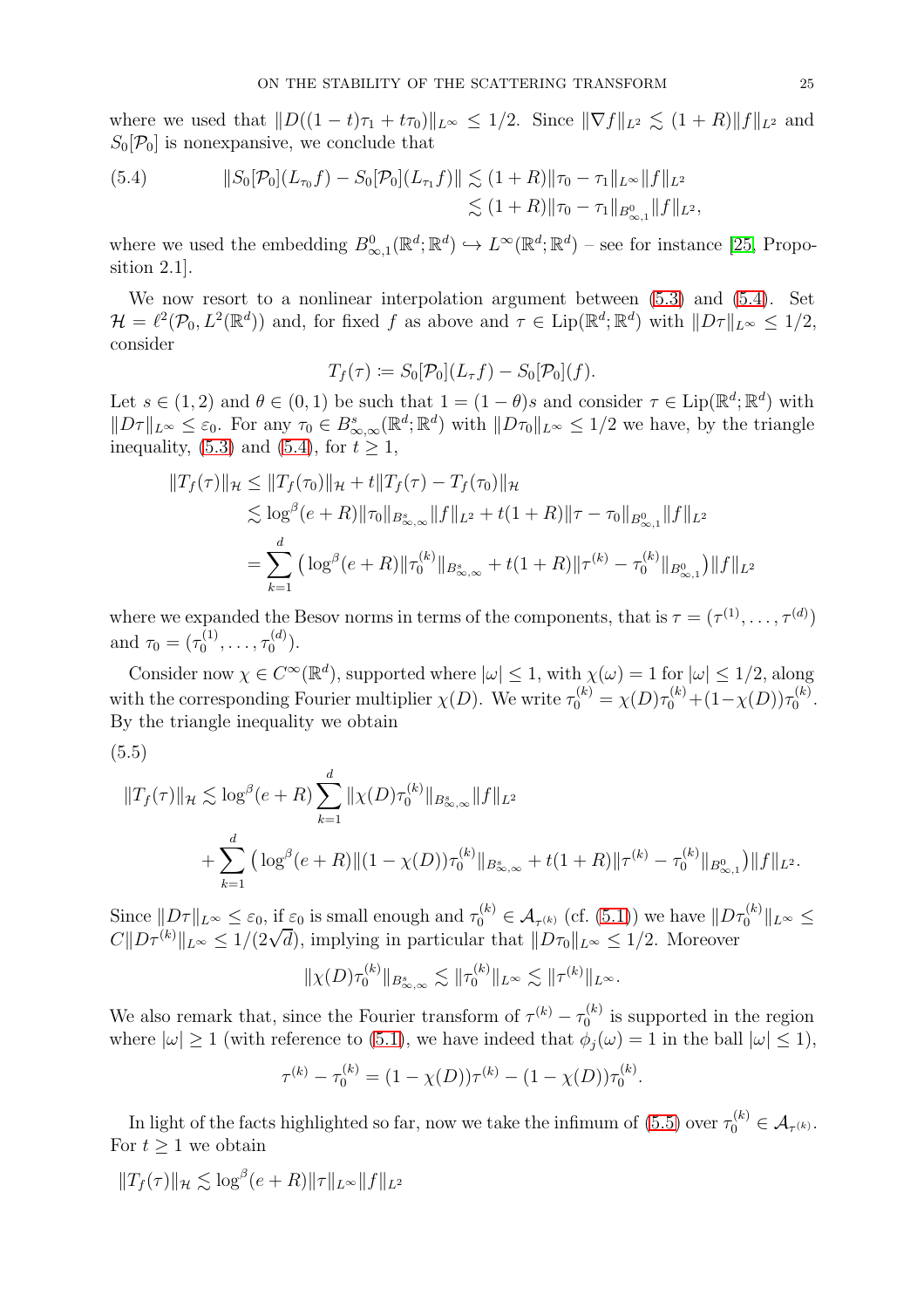where we used that $\|D((1-t)\tau_1 + t\tau_0)\|_{L^\infty} \le 1/2$. Since $\|\nabla f\|_{L^2} \lesssim (1+R)\|f\|_{L^2}$ and $S_0[\mathcal{P}_0]$ is nonexpansive, we conclude that

$$
\begin{aligned}
\|S_0[\mathcal{P}_0](L_{\tau_0} f) - S_0[\mathcal{P}_0](L_{\tau_1} f)\| &\lesssim (1+R)\|\tau_0 - \tau_1\|_{L^\infty}\|f\|_{L^2} \\
&\lesssim (1+R)\|\tau_0 - \tau_1\|_{B^0_{\infty,1}}\|f\|_{L^2},
\end{aligned}
\tag{5.4}
$$

where we used the embedding $B^0_{\infty,1}(\mathbb{R}^d;\mathbb{R}^d) \hookrightarrow L^\infty(\mathbb{R}^d;\mathbb{R}^d)$ – see for instance [25, Proposition 2.1].

We now resort to a nonlinear interpolation argument between (5.3) and (5.4). Set $\mathcal{H} = \ell^2(\mathcal{P}_0, L^2(\mathbb{R}^d))$ and, for fixed $f$ as above and $\tau \in \mathrm{Lip}(\mathbb{R}^d;\mathbb{R}^d)$ with $\|D\tau\|_{L^\infty} \le 1/2$, consider

$$
T_f(\tau) := S_0[\mathcal{P}_0](L_\tau f) - S_0[\mathcal{P}_0](f).
$$

Let $s \in (1,2)$ and $\theta \in (0,1)$ be such that $1 = (1-\theta)s$ and consider $\tau \in \mathrm{Lip}(\mathbb{R}^d;\mathbb{R}^d)$ with $\|D\tau\|_{L^\infty} \le \varepsilon_0$. For any $\tau_0 \in B^s_{\infty,\infty}(\mathbb{R}^d;\mathbb{R}^d)$ with $\|D\tau_0\|_{L^\infty} \le 1/2$ we have, by the triangle inequality, (5.3) and (5.4), for $t \ge 1$,

$$
\begin{aligned}
\|T_f(\tau)\|_{\mathcal{H}} &\le \|T_f(\tau_0)\|_{\mathcal{H}} + t\|T_f(\tau) - T_f(\tau_0)\|_{\mathcal{H}} \\
&\lesssim \log^\beta(e+R)\|\tau_0\|_{B^s_{\infty,\infty}}\|f\|_{L^2} + t(1+R)\|\tau - \tau_0\|_{B^0_{\infty,1}}\|f\|_{L^2} \\
&= \sum_{k=1}^d \big(\log^\beta(e+R)\|\tau_0^{(k)}\|_{B^s_{\infty,\infty}} + t(1+R)\|\tau^{(k)} - \tau_0^{(k)}\|_{B^0_{\infty,1}}\big)\|f\|_{L^2}
\end{aligned}
$$

where we expanded the Besov norms in terms of the components, that is $\tau = (\tau^{(1)}, \dots, \tau^{(d)})$ and $\tau_0 = (\tau_0^{(1)}, \dots, \tau_0^{(d)})$.

Consider now $\chi \in C^\infty(\mathbb{R}^d)$, supported where $|\omega| \le 1$, with $\chi(\omega) = 1$ for $|\omega| \le 1/2$, along with the corresponding Fourier multiplier $\chi(D)$. We write $\tau_0^{(k)} = \chi(D)\tau_0^{(k)} + (1-\chi(D))\tau_0^{(k)}$. By the triangle inequality we obtain

$$
\begin{aligned}
\|T_f(\tau)\|_{\mathcal{H}} &\lesssim \log^\beta(e+R)\sum_{k=1}^d \|\chi(D)\tau_0^{(k)}\|_{B^s_{\infty,\infty}}\|f\|_{L^2} \\
&\quad + \sum_{k=1}^d \big(\log^\beta(e+R)\|(1-\chi(D))\tau_0^{(k)}\|_{B^s_{\infty,\infty}} + t(1+R)\|\tau^{(k)} - \tau_0^{(k)}\|_{B^0_{\infty,1}}\big)\|f\|_{L^2}.
\end{aligned}
\tag{5.5}
$$

Since $\|D\tau\|_{L^\infty} \le \varepsilon_0$, if $\varepsilon_0$ is small enough and $\tau_0^{(k)} \in \mathcal{A}_{\tau^{(k)}}$ (cf. (5.1)) we have $\|D\tau_0^{(k)}\|_{L^\infty} \le C\|D\tau^{(k)}\|_{L^\infty} \le 1/(2\sqrt{d})$, implying in particular that $\|D\tau_0\|_{L^\infty} \le 1/2$. Moreover

$$
\|\chi(D)\tau_0^{(k)}\|_{B^s_{\infty,\infty}} \lesssim \|\tau_0^{(k)}\|_{L^\infty} \lesssim \|\tau^{(k)}\|_{L^\infty}.
$$

We also remark that, since the Fourier transform of $\tau^{(k)} - \tau_0^{(k)}$ is supported in the region where $|\omega| \ge 1$ (with reference to (5.1), we have indeed that $\phi_j(\omega) = 1$ in the ball $|\omega| \le 1$),

$$
\tau^{(k)} - \tau_0^{(k)} = (1-\chi(D))\tau^{(k)} - (1-\chi(D))\tau_0^{(k)}.
$$

In light of the facts highlighted so far, now we take the infimum of (5.5) over $\tau_0^{(k)} \in \mathcal{A}_{\tau^{(k)}}$. For $t \ge 1$ we obtain

$$
\|T_f(\tau)\|_{\mathcal{H}} \lesssim \log^\beta(e+R)\|\tau\|_{L^\infty}\|f\|_{L^2}
$$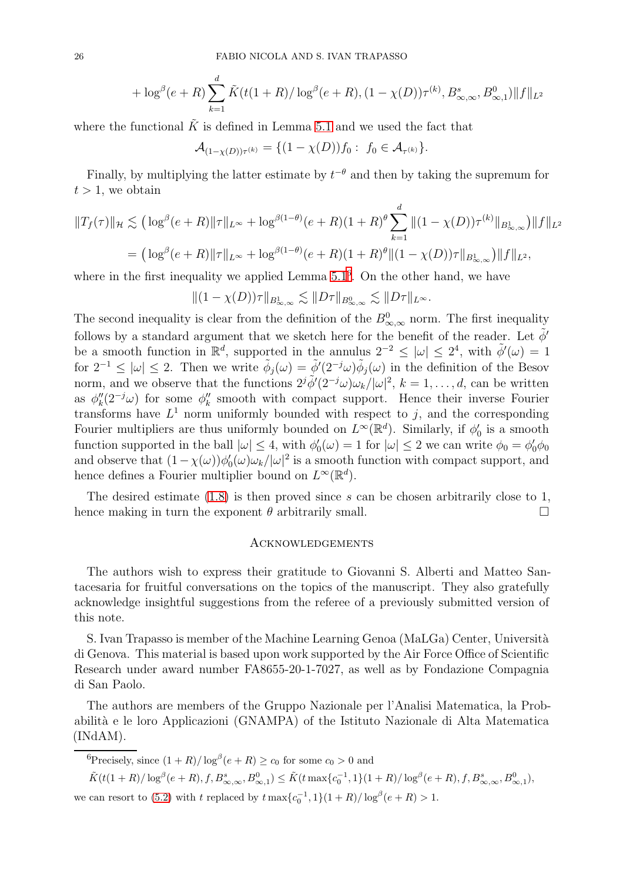$$+ \log^\beta(e+R) \sum_{k=1}^d \tilde{K}(t(1+R)/\log^\beta(e+R), (1-\chi(D))\tau^{(k)}, B^s_{\infty,\infty}, B^0_{\infty,1}) \|f\|_{L^2}$$

where the functional $\tilde{K}$ is defined in Lemma 5.1 and we used the fact that

$$\mathcal{A}_{(1-\chi(D))\tau^{(k)}} = \{(1-\chi(D))f_0 : \ f_0 \in \mathcal{A}_{\tau^{(k)}}\}.$$

Finally, by multiplying the latter estimate by $t^{-\theta}$ and then by taking the supremum for $t > 1$, we obtain

$$\begin{aligned}
\|T_f(\tau)\|_{\mathcal{H}} &\lesssim \big(\log^\beta(e+R)\|\tau\|_{L^\infty} + \log^{\beta(1-\theta)}(e+R)(1+R)^\theta \sum_{k=1}^d \|(1-\chi(D))\tau^{(k)}\|_{B^1_{\infty,\infty}}\big)\|f\|_{L^2} \\
&= \big(\log^\beta(e+R)\|\tau\|_{L^\infty} + \log^{\beta(1-\theta)}(e+R)(1+R)^\theta \|(1-\chi(D))\tau\|_{B^1_{\infty,\infty}}\big)\|f\|_{L^2},
\end{aligned}$$

where in the first inequality we applied Lemma 5.1[6]. On the other hand, we have

$$\|(1-\chi(D))\tau\|_{B^1_{\infty,\infty}} \lesssim \|D\tau\|_{B^0_{\infty,\infty}} \lesssim \|D\tau\|_{L^\infty}.$$

The second inequality is clear from the definition of the $B^0_{\infty,\infty}$ norm. The first inequality follows by a standard argument that we sketch here for the benefit of the reader. Let $\tilde{\phi}'$ be a smooth function in $\mathbb{R}^d$, supported in the annulus $2^{-2} \le |\omega| \le 2^4$, with $\tilde{\phi}'(\omega) = 1$ for $2^{-1} \le |\omega| \le 2$. Then we write $\tilde{\phi}_j(\omega) = \tilde{\phi}'(2^{-j}\omega)\tilde{\phi}_j(\omega)$ in the definition of the Besov norm, and we observe that the functions $2^j\tilde{\phi}'(2^{-j}\omega)\omega_k/|\omega|^2$, $k = 1, \ldots, d$, can be written as $\phi''_k(2^{-j}\omega)$ for some $\phi''_k$ smooth with compact support. Hence their inverse Fourier transforms have $L^1$ norm uniformly bounded with respect to $j$, and the corresponding Fourier multipliers are thus uniformly bounded on $L^\infty(\mathbb{R}^d)$. Similarly, if $\phi'_0$ is a smooth function supported in the ball $|\omega| \le 4$, with $\phi'_0(\omega) = 1$ for $|\omega| \le 2$ we can write $\phi_0 = \phi'_0\phi_0$ and observe that $(1-\chi(\omega))\phi'_0(\omega)\omega_k/|\omega|^2$ is a smooth function with compact support, and hence defines a Fourier multiplier bound on $L^\infty(\mathbb{R}^d)$.

The desired estimate (1.8) is then proved since $s$ can be chosen arbitrarily close to 1, hence making in turn the exponent $\theta$ arbitrarily small. $\square$

## Acknowledgements

The authors wish to express their gratitude to Giovanni S. Alberti and Matteo Santacesaria for fruitful conversations on the topics of the manuscript. They also gratefully acknowledge insightful suggestions from the referee of a previously submitted version of this note.

S. Ivan Trapasso is member of the Machine Learning Genoa (MaLGa) Center, Università di Genova. This material is based upon work supported by the Air Force Office of Scientific Research under award number FA8655-20-1-7027, as well as by Fondazione Compagnia di San Paolo.

The authors are members of the Gruppo Nazionale per l'Analisi Matematica, la Probabilità e le loro Applicazioni (GNAMPA) of the Istituto Nazionale di Alta Matematica (INdAM).

---

[6] Precisely, since $(1+R)/\log^\beta(e+R) \ge c_0$ for some $c_0 > 0$ and

$$\tilde{K}(t(1+R)/\log^\beta(e+R), f, B^s_{\infty,\infty}, B^0_{\infty,1}) \le \tilde{K}(t\max\{c_0^{-1}, 1\}(1+R)/\log^\beta(e+R), f, B^s_{\infty,\infty}, B^0_{\infty,1}),$$

we can resort to (5.2) with $t$ replaced by $t\max\{c_0^{-1}, 1\}(1+R)/\log^\beta(e+R) > 1$.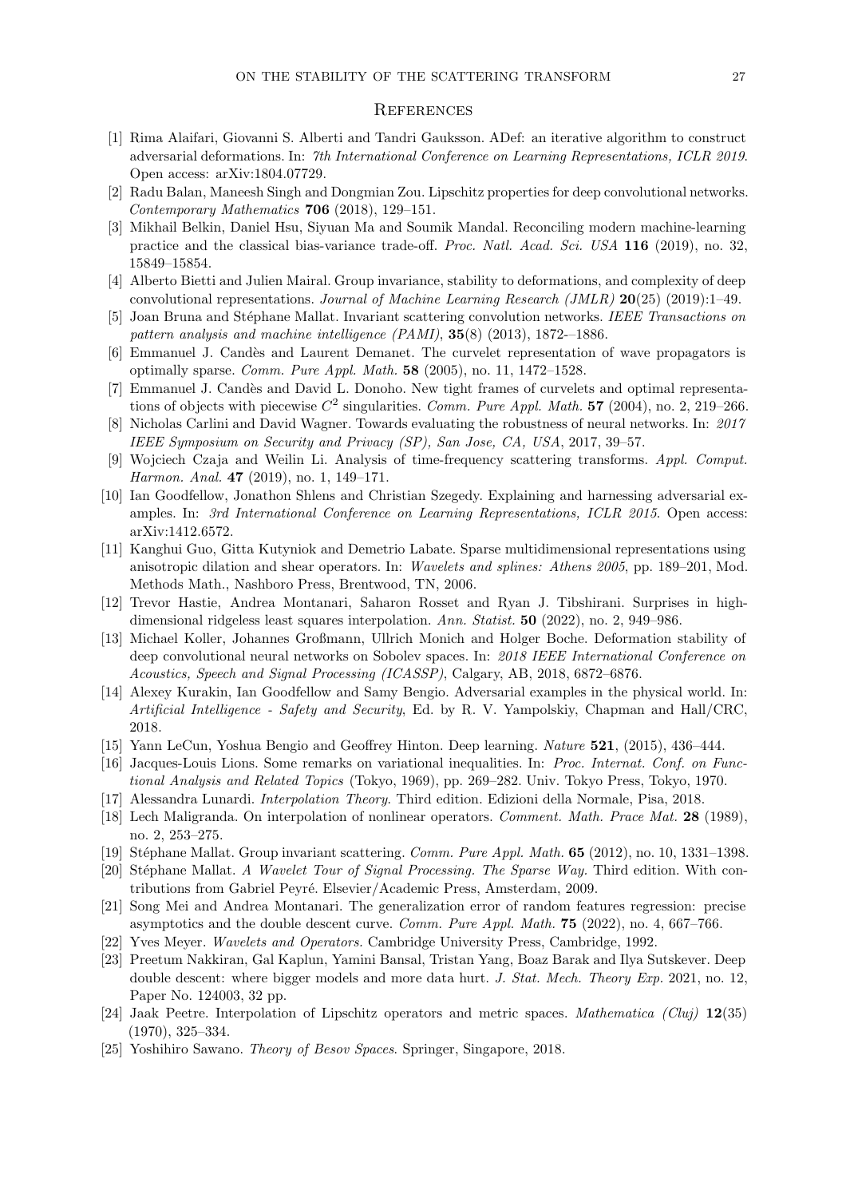## References

[1] Rima Alaifari, Giovanni S. Alberti and Tandri Gauksson. ADef: an iterative algorithm to construct adversarial deformations. In: *7th International Conference on Learning Representations, ICLR 2019*. Open access: arXiv:1804.07729.

[2] Radu Balan, Maneesh Singh and Dongmian Zou. Lipschitz properties for deep convolutional networks. *Contemporary Mathematics* **706** (2018), 129–151.

[3] Mikhail Belkin, Daniel Hsu, Siyuan Ma and Soumik Mandal. Reconciling modern machine-learning practice and the classical bias-variance trade-off. *Proc. Natl. Acad. Sci. USA* **116** (2019), no. 32, 15849–15854.

[4] Alberto Bietti and Julien Mairal. Group invariance, stability to deformations, and complexity of deep convolutional representations. *Journal of Machine Learning Research (JMLR)* **20**(25) (2019):1–49.

[5] Joan Bruna and Stéphane Mallat. Invariant scattering convolution networks. *IEEE Transactions on pattern analysis and machine intelligence (PAMI)*, **35**(8) (2013), 1872-–1886.

[6] Emmanuel J. Candès and Laurent Demanet. The curvelet representation of wave propagators is optimally sparse. *Comm. Pure Appl. Math.* **58** (2005), no. 11, 1472–1528.

[7] Emmanuel J. Candès and David L. Donoho. New tight frames of curvelets and optimal representations of objects with piecewise $C^2$ singularities. *Comm. Pure Appl. Math.* **57** (2004), no. 2, 219–266.

[8] Nicholas Carlini and David Wagner. Towards evaluating the robustness of neural networks. In: *2017 IEEE Symposium on Security and Privacy (SP), San Jose, CA, USA*, 2017, 39–57.

[9] Wojciech Czaja and Weilin Li. Analysis of time-frequency scattering transforms. *Appl. Comput. Harmon. Anal.* **47** (2019), no. 1, 149–171.

[10] Ian Goodfellow, Jonathon Shlens and Christian Szegedy. Explaining and harnessing adversarial examples. In: *3rd International Conference on Learning Representations, ICLR 2015*. Open access: arXiv:1412.6572.

[11] Kanghui Guo, Gitta Kutyniok and Demetrio Labate. Sparse multidimensional representations using anisotropic dilation and shear operators. In: *Wavelets and splines: Athens 2005*, pp. 189–201, Mod. Methods Math., Nashboro Press, Brentwood, TN, 2006.

[12] Trevor Hastie, Andrea Montanari, Saharon Rosset and Ryan J. Tibshirani. Surprises in high-dimensional ridgeless least squares interpolation. *Ann. Statist.* **50** (2022), no. 2, 949–986.

[13] Michael Koller, Johannes Großmann, Ullrich Monich and Holger Boche. Deformation stability of deep convolutional neural networks on Sobolev spaces. In: *2018 IEEE International Conference on Acoustics, Speech and Signal Processing (ICASSP)*, Calgary, AB, 2018, 6872–6876.

[14] Alexey Kurakin, Ian Goodfellow and Samy Bengio. Adversarial examples in the physical world. In: *Artificial Intelligence - Safety and Security*, Ed. by R. V. Yampolskiy, Chapman and Hall/CRC, 2018.

[15] Yann LeCun, Yoshua Bengio and Geoffrey Hinton. Deep learning. *Nature* **521**, (2015), 436–444.

[16] Jacques-Louis Lions. Some remarks on variational inequalities. In: *Proc. Internat. Conf. on Functional Analysis and Related Topics* (Tokyo, 1969), pp. 269–282. Univ. Tokyo Press, Tokyo, 1970.

[17] Alessandra Lunardi. *Interpolation Theory*. Third edition. Edizioni della Normale, Pisa, 2018.

[18] Lech Maligranda. On interpolation of nonlinear operators. *Comment. Math. Prace Mat.* **28** (1989), no. 2, 253–275.

[19] Stéphane Mallat. Group invariant scattering. *Comm. Pure Appl. Math.* **65** (2012), no. 10, 1331–1398.

[20] Stéphane Mallat. *A Wavelet Tour of Signal Processing. The Sparse Way.* Third edition. With contributions from Gabriel Peyré. Elsevier/Academic Press, Amsterdam, 2009.

[21] Song Mei and Andrea Montanari. The generalization error of random features regression: precise asymptotics and the double descent curve. *Comm. Pure Appl. Math.* **75** (2022), no. 4, 667–766.

[22] Yves Meyer. *Wavelets and Operators.* Cambridge University Press, Cambridge, 1992.

[23] Preetum Nakkiran, Gal Kaplun, Yamini Bansal, Tristan Yang, Boaz Barak and Ilya Sutskever. Deep double descent: where bigger models and more data hurt. *J. Stat. Mech. Theory Exp.* 2021, no. 12, Paper No. 124003, 32 pp.

[24] Jaak Peetre. Interpolation of Lipschitz operators and metric spaces. *Mathematica (Cluj)* **12**(35) (1970), 325–334.

[25] Yoshihiro Sawano. *Theory of Besov Spaces*. Springer, Singapore, 2018.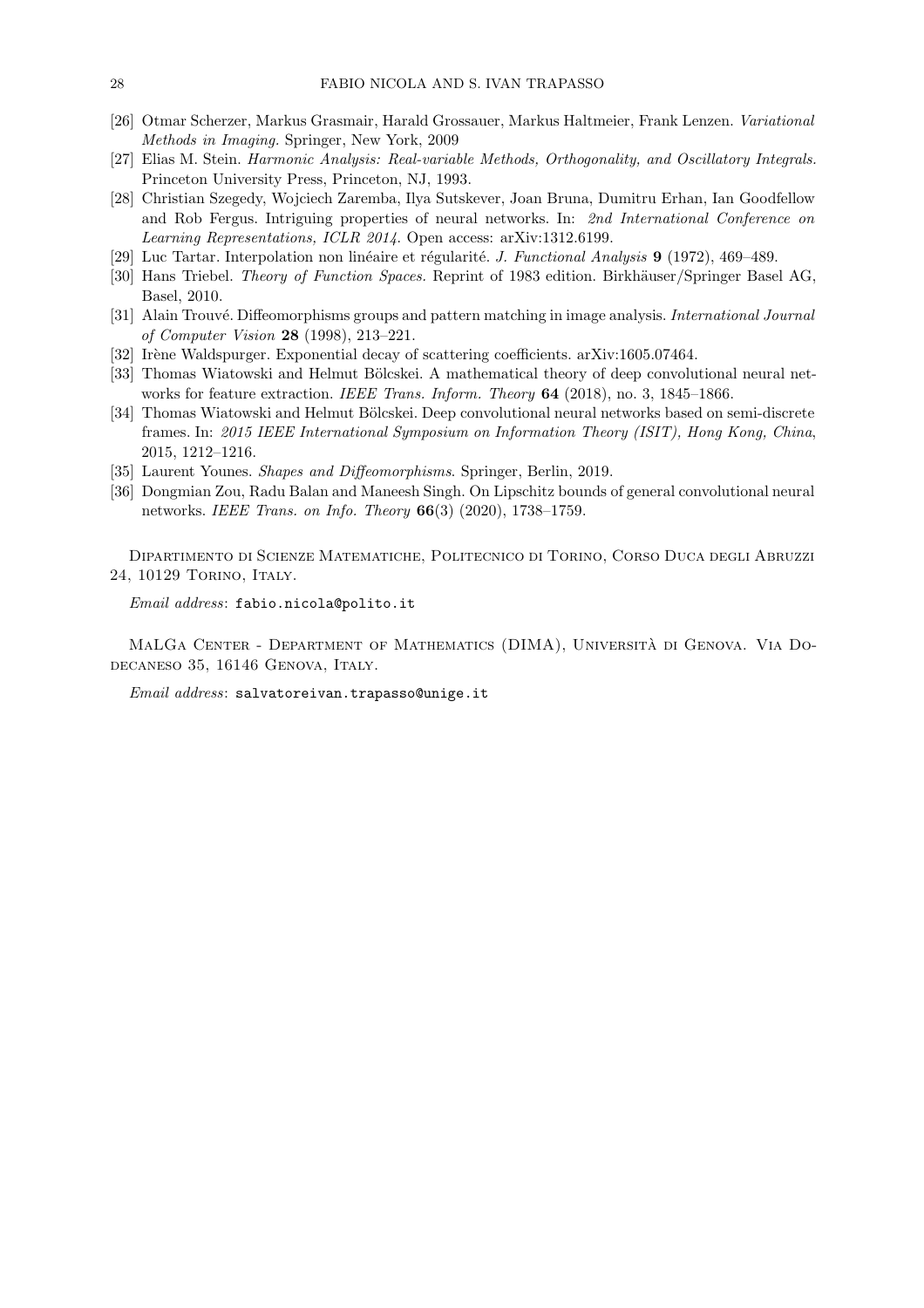[26] Otmar Scherzer, Markus Grasmair, Harald Grossauer, Markus Haltmeier, Frank Lenzen. *Variational Methods in Imaging.* Springer, New York, 2009

[27] Elias M. Stein. *Harmonic Analysis: Real-variable Methods, Orthogonality, and Oscillatory Integrals.* Princeton University Press, Princeton, NJ, 1993.

[28] Christian Szegedy, Wojciech Zaremba, Ilya Sutskever, Joan Bruna, Dumitru Erhan, Ian Goodfellow and Rob Fergus. Intriguing properties of neural networks. In: *2nd International Conference on Learning Representations, ICLR 2014.* Open access: arXiv:1312.6199.

[29] Luc Tartar. Interpolation non linéaire et régularité. *J. Functional Analysis* **9** (1972), 469–489.

[30] Hans Triebel. *Theory of Function Spaces.* Reprint of 1983 edition. Birkhäuser/Springer Basel AG, Basel, 2010.

[31] Alain Trouvé. Diffeomorphisms groups and pattern matching in image analysis. *International Journal of Computer Vision* **28** (1998), 213–221.

[32] Irène Waldspurger. Exponential decay of scattering coefficients. arXiv:1605.07464.

[33] Thomas Wiatowski and Helmut Bölcskei. A mathematical theory of deep convolutional neural networks for feature extraction. *IEEE Trans. Inform. Theory* **64** (2018), no. 3, 1845–1866.

[34] Thomas Wiatowski and Helmut Bölcskei. Deep convolutional neural networks based on semi-discrete frames. In: *2015 IEEE International Symposium on Information Theory (ISIT), Hong Kong, China*, 2015, 1212–1216.

[35] Laurent Younes. *Shapes and Diffeomorphisms*. Springer, Berlin, 2019.

[36] Dongmian Zou, Radu Balan and Maneesh Singh. On Lipschitz bounds of general convolutional neural networks. *IEEE Trans. on Info. Theory* **66**(3) (2020), 1738–1759.

Dipartimento di Scienze Matematiche, Politecnico di Torino, Corso Duca degli Abruzzi 24, 10129 Torino, Italy.

*Email address*: fabio.nicola@polito.it

MaLGa Center - Department of Mathematics (DIMA), Università di Genova. Via Dodecaneso 35, 16146 Genova, Italy.

*Email address*: salvatoreivan.trapasso@unige.it